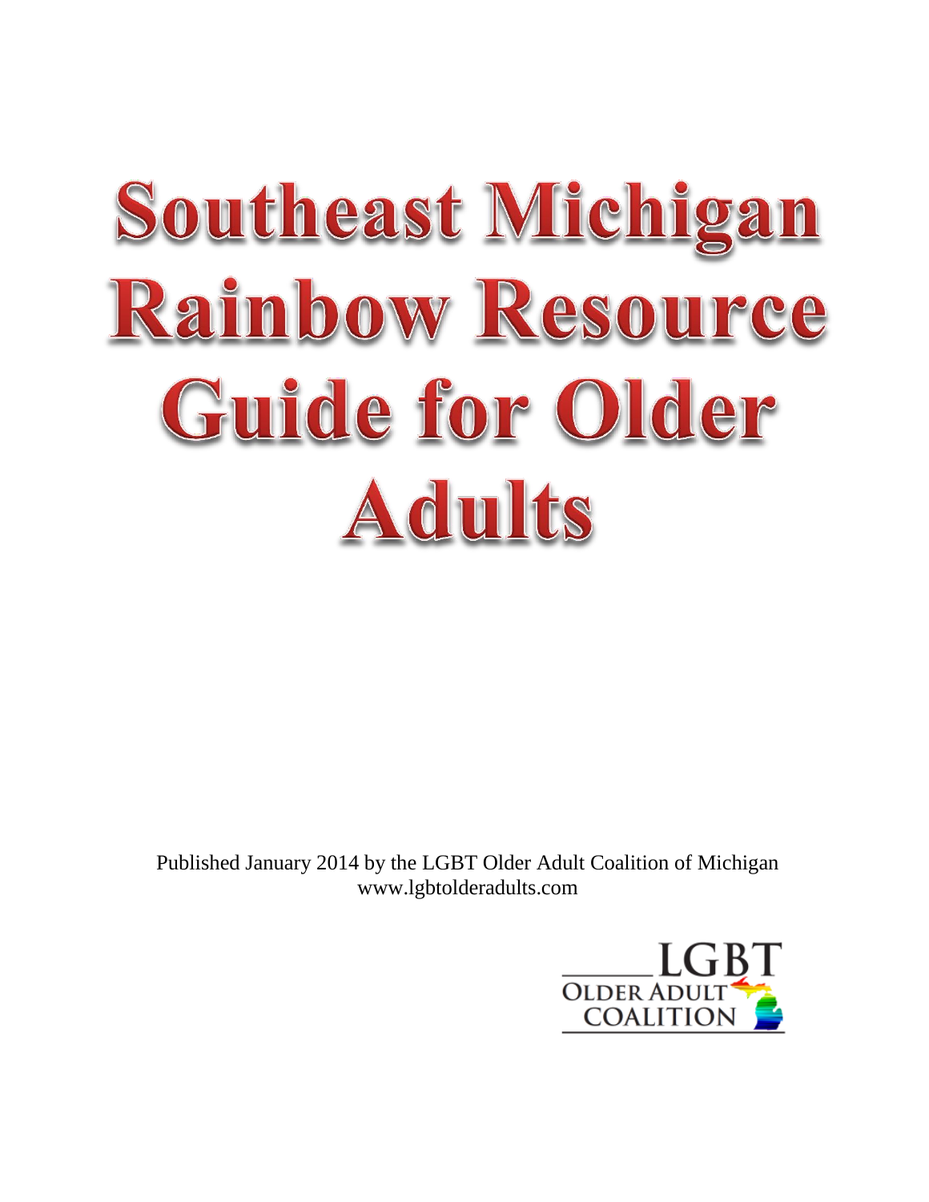# Southeast Michigan Rainbow Resource Guide for Older Adults

Published January 2014 by the LGBT Older Adult Coalition of Michigan
www.lgbtolderadults.com

LGBT OLDER ADULT COALITION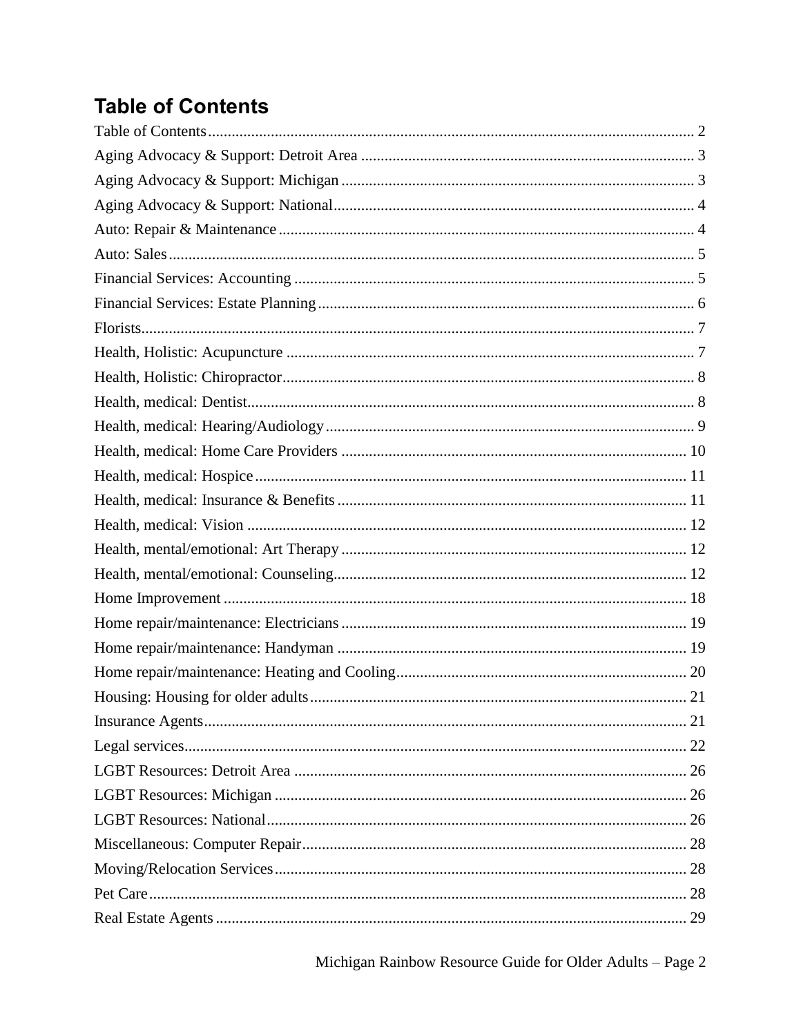# Table of Contents

Table of Contents ........ 2
Aging Advocacy & Support: Detroit Area ........ 3
Aging Advocacy & Support: Michigan ........ 3
Aging Advocacy & Support: National ........ 4
Auto: Repair & Maintenance ........ 4
Auto: Sales ........ 5
Financial Services: Accounting ........ 5
Financial Services: Estate Planning ........ 6
Florists ........ 7
Health, Holistic: Acupuncture ........ 7
Health, Holistic: Chiropractor ........ 8
Health, medical: Dentist ........ 8
Health, medical: Hearing/Audiology ........ 9
Health, medical: Home Care Providers ........ 10
Health, medical: Hospice ........ 11
Health, medical: Insurance & Benefits ........ 11
Health, medical: Vision ........ 12
Health, mental/emotional: Art Therapy ........ 12
Health, mental/emotional: Counseling ........ 12
Home Improvement ........ 18
Home repair/maintenance: Electricians ........ 19
Home repair/maintenance: Handyman ........ 19
Home repair/maintenance: Heating and Cooling ........ 20
Housing: Housing for older adults ........ 21
Insurance Agents ........ 21
Legal services ........ 22
LGBT Resources: Detroit Area ........ 26
LGBT Resources: Michigan ........ 26
LGBT Resources: National ........ 26
Miscellaneous: Computer Repair ........ 28
Moving/Relocation Services ........ 28
Pet Care ........ 28
Real Estate Agents ........ 29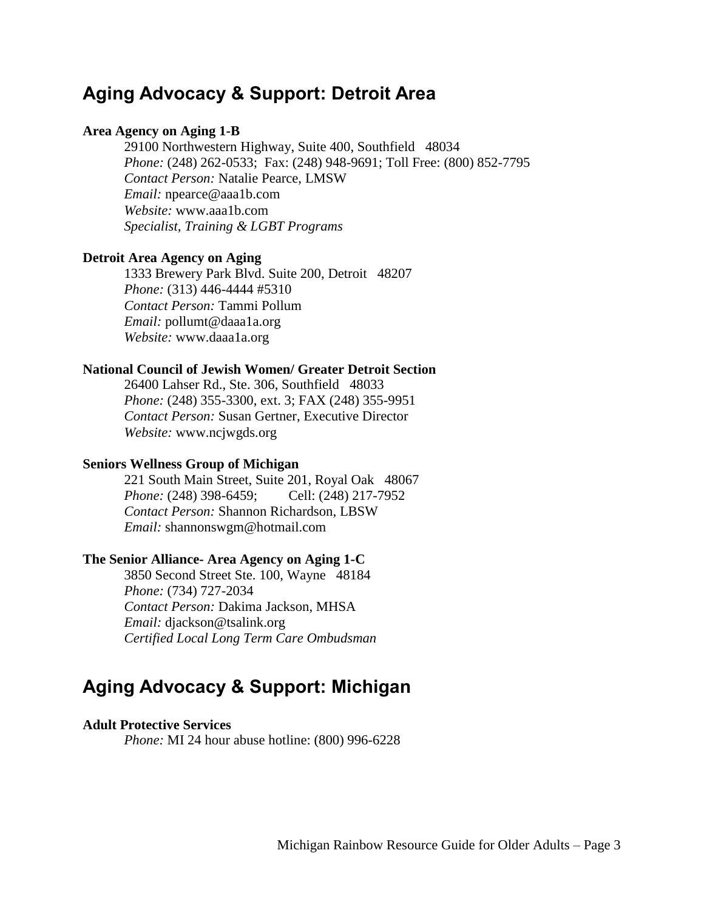## Aging Advocacy & Support: Detroit Area

**Area Agency on Aging 1-B**
29100 Northwestern Highway, Suite 400, Southfield 48034
*Phone:* (248) 262-0533; Fax: (248) 948-9691; Toll Free: (800) 852-7795
*Contact Person:* Natalie Pearce, LMSW
*Email:* npearce@aaa1b.com
*Website:* www.aaa1b.com
*Specialist, Training & LGBT Programs*

**Detroit Area Agency on Aging**
1333 Brewery Park Blvd. Suite 200, Detroit 48207
*Phone:* (313) 446-4444 #5310
*Contact Person:* Tammi Pollum
*Email:* pollumt@daaa1a.org
*Website:* www.daaa1a.org

**National Council of Jewish Women/ Greater Detroit Section**
26400 Lahser Rd., Ste. 306, Southfield 48033
*Phone:* (248) 355-3300, ext. 3; FAX (248) 355-9951
*Contact Person:* Susan Gertner, Executive Director
*Website:* www.ncjwgds.org

**Seniors Wellness Group of Michigan**
221 South Main Street, Suite 201, Royal Oak 48067
*Phone:* (248) 398-6459; Cell: (248) 217-7952
*Contact Person:* Shannon Richardson, LBSW
*Email:* shannonswgm@hotmail.com

**The Senior Alliance- Area Agency on Aging 1-C**
3850 Second Street Ste. 100, Wayne 48184
*Phone:* (734) 727-2034
*Contact Person:* Dakima Jackson, MHSA
*Email:* djackson@tsalink.org
*Certified Local Long Term Care Ombudsman*

## Aging Advocacy & Support: Michigan

**Adult Protective Services**
*Phone:* MI 24 hour abuse hotline: (800) 996-6228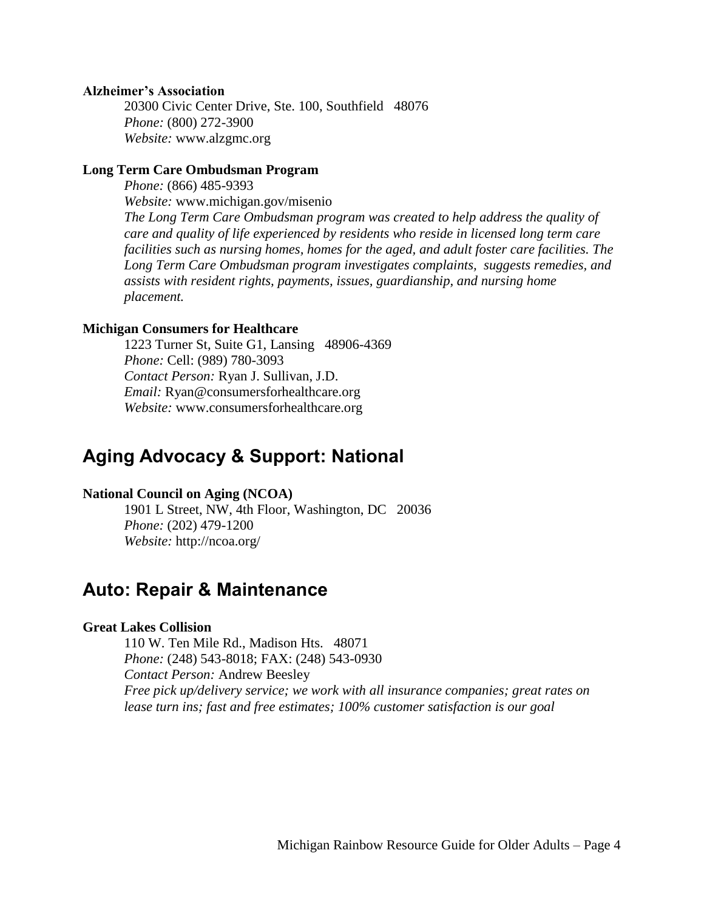**Alzheimer's Association**

20300 Civic Center Drive, Ste. 100, Southfield 48076
*Phone:* (800) 272-3900
*Website:* www.alzgmc.org

**Long Term Care Ombudsman Program**

*Phone:* (866) 485-9393
*Website:* www.michigan.gov/misenio
*The Long Term Care Ombudsman program was created to help address the quality of care and quality of life experienced by residents who reside in licensed long term care facilities such as nursing homes, homes for the aged, and adult foster care facilities. The Long Term Care Ombudsman program investigates complaints, suggests remedies, and assists with resident rights, payments, issues, guardianship, and nursing home placement.*

**Michigan Consumers for Healthcare**

1223 Turner St, Suite G1, Lansing 48906-4369
*Phone:* Cell: (989) 780-3093
*Contact Person:* Ryan J. Sullivan, J.D.
*Email:* Ryan@consumersforhealthcare.org
*Website:* www.consumersforhealthcare.org

## Aging Advocacy & Support: National

**National Council on Aging (NCOA)**

1901 L Street, NW, 4th Floor, Washington, DC 20036
*Phone:* (202) 479-1200
*Website:* http://ncoa.org/

## Auto: Repair & Maintenance

**Great Lakes Collision**

110 W. Ten Mile Rd., Madison Hts. 48071
*Phone:* (248) 543-8018; FAX: (248) 543-0930
*Contact Person:* Andrew Beesley
*Free pick up/delivery service; we work with all insurance companies; great rates on lease turn ins; fast and free estimates; 100% customer satisfaction is our goal*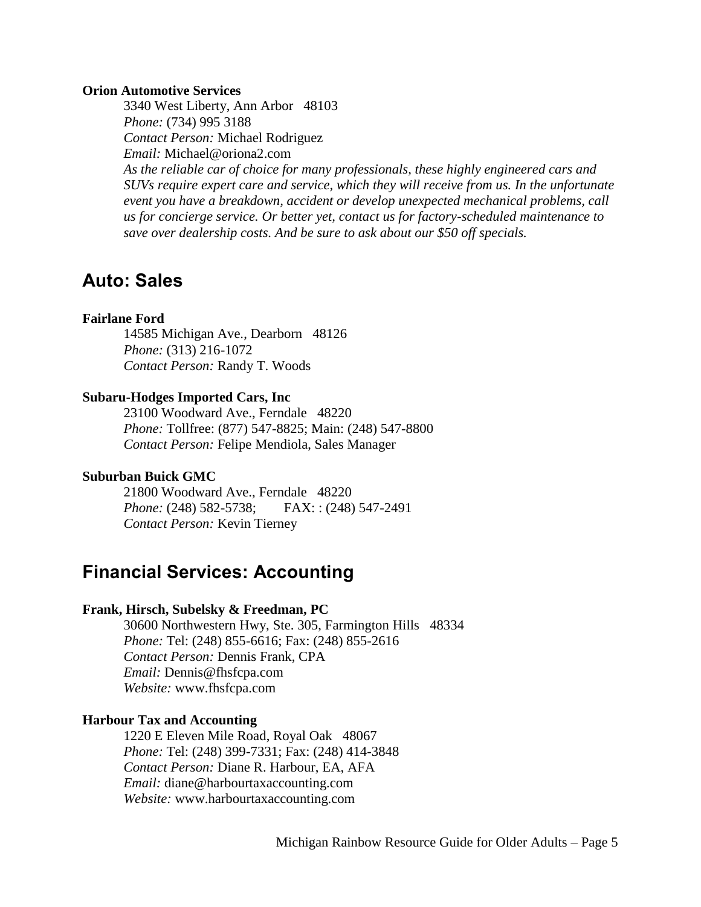**Orion Automotive Services**

3340 West Liberty, Ann Arbor 48103
*Phone:* (734) 995 3188
*Contact Person:* Michael Rodriguez
*Email:* Michael@oriona2.com
*As the reliable car of choice for many professionals, these highly engineered cars and SUVs require expert care and service, which they will receive from us. In the unfortunate event you have a breakdown, accident or develop unexpected mechanical problems, call us for concierge service. Or better yet, contact us for factory-scheduled maintenance to save over dealership costs. And be sure to ask about our $50 off specials.*

## Auto: Sales

**Fairlane Ford**

14585 Michigan Ave., Dearborn 48126
*Phone:* (313) 216-1072
*Contact Person:* Randy T. Woods

**Subaru-Hodges Imported Cars, Inc**

23100 Woodward Ave., Ferndale 48220
*Phone:* Tollfree: (877) 547-8825; Main: (248) 547-8800
*Contact Person:* Felipe Mendiola, Sales Manager

**Suburban Buick GMC**

21800 Woodward Ave., Ferndale 48220
*Phone:* (248) 582-5738; FAX: : (248) 547-2491
*Contact Person:* Kevin Tierney

## Financial Services: Accounting

**Frank, Hirsch, Subelsky & Freedman, PC**

30600 Northwestern Hwy, Ste. 305, Farmington Hills 48334
*Phone:* Tel: (248) 855-6616; Fax: (248) 855-2616
*Contact Person:* Dennis Frank, CPA
*Email:* Dennis@fhsfcpa.com
*Website:* www.fhsfcpa.com

**Harbour Tax and Accounting**

1220 E Eleven Mile Road, Royal Oak 48067
*Phone:* Tel: (248) 399-7331; Fax: (248) 414-3848
*Contact Person:* Diane R. Harbour, EA, AFA
*Email:* diane@harbourtaxaccounting.com
*Website:* www.harbourtaxaccounting.com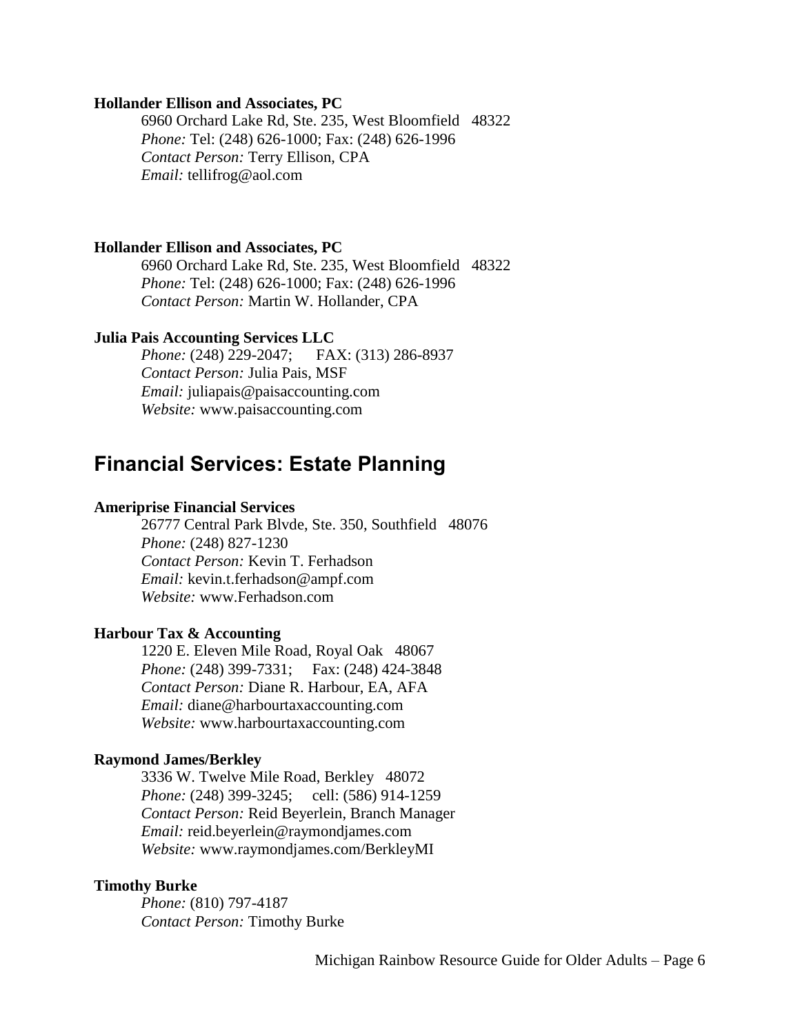**Hollander Ellison and Associates, PC**

6960 Orchard Lake Rd, Ste. 235, West Bloomfield 48322
*Phone:* Tel: (248) 626-1000; Fax: (248) 626-1996
*Contact Person:* Terry Ellison, CPA
*Email:* tellifrog@aol.com

**Hollander Ellison and Associates, PC**

6960 Orchard Lake Rd, Ste. 235, West Bloomfield 48322
*Phone:* Tel: (248) 626-1000; Fax: (248) 626-1996
*Contact Person:* Martin W. Hollander, CPA

**Julia Pais Accounting Services LLC**

*Phone:* (248) 229-2047; FAX: (313) 286-8937
*Contact Person:* Julia Pais, MSF
*Email:* juliapais@paisaccounting.com
*Website:* www.paisaccounting.com

## Financial Services: Estate Planning

**Ameriprise Financial Services**

26777 Central Park Blvde, Ste. 350, Southfield 48076
*Phone:* (248) 827-1230
*Contact Person:* Kevin T. Ferhadson
*Email:* kevin.t.ferhadson@ampf.com
*Website:* www.Ferhadson.com

**Harbour Tax & Accounting**

1220 E. Eleven Mile Road, Royal Oak 48067
*Phone:* (248) 399-7331; Fax: (248) 424-3848
*Contact Person:* Diane R. Harbour, EA, AFA
*Email:* diane@harbourtaxaccounting.com
*Website:* www.harbourtaxaccounting.com

**Raymond James/Berkley**

3336 W. Twelve Mile Road, Berkley 48072
*Phone:* (248) 399-3245; cell: (586) 914-1259
*Contact Person:* Reid Beyerlein, Branch Manager
*Email:* reid.beyerlein@raymondjames.com
*Website:* www.raymondjames.com/BerkleyMI

**Timothy Burke**

*Phone:* (810) 797-4187
*Contact Person:* Timothy Burke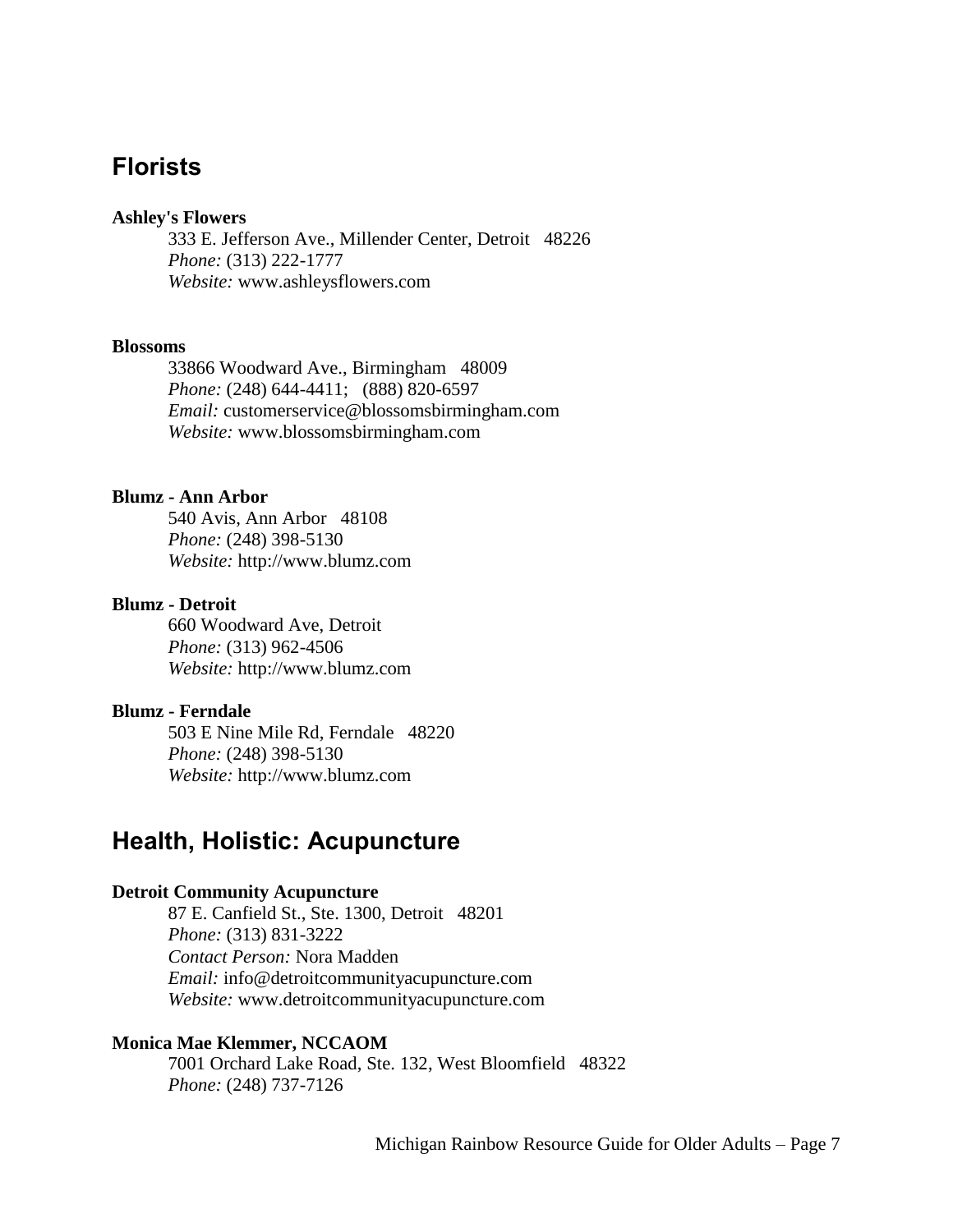## Florists

**Ashley's Flowers**
333 E. Jefferson Ave., Millender Center, Detroit 48226
*Phone:* (313) 222-1777
*Website:* www.ashleysflowers.com

**Blossoms**
33866 Woodward Ave., Birmingham 48009
*Phone:* (248) 644-4411; (888) 820-6597
*Email:* customerservice@blossomsbirmingham.com
*Website:* www.blossomsbirmingham.com

**Blumz - Ann Arbor**
540 Avis, Ann Arbor 48108
*Phone:* (248) 398-5130
*Website:* http://www.blumz.com

**Blumz - Detroit**
660 Woodward Ave, Detroit
*Phone:* (313) 962-4506
*Website:* http://www.blumz.com

**Blumz - Ferndale**
503 E Nine Mile Rd, Ferndale 48220
*Phone:* (248) 398-5130
*Website:* http://www.blumz.com

## Health, Holistic: Acupuncture

**Detroit Community Acupuncture**
87 E. Canfield St., Ste. 1300, Detroit 48201
*Phone:* (313) 831-3222
*Contact Person:* Nora Madden
*Email:* info@detroitcommunityacupuncture.com
*Website:* www.detroitcommunityacupuncture.com

**Monica Mae Klemmer, NCCAOM**
7001 Orchard Lake Road, Ste. 132, West Bloomfield 48322
*Phone:* (248) 737-7126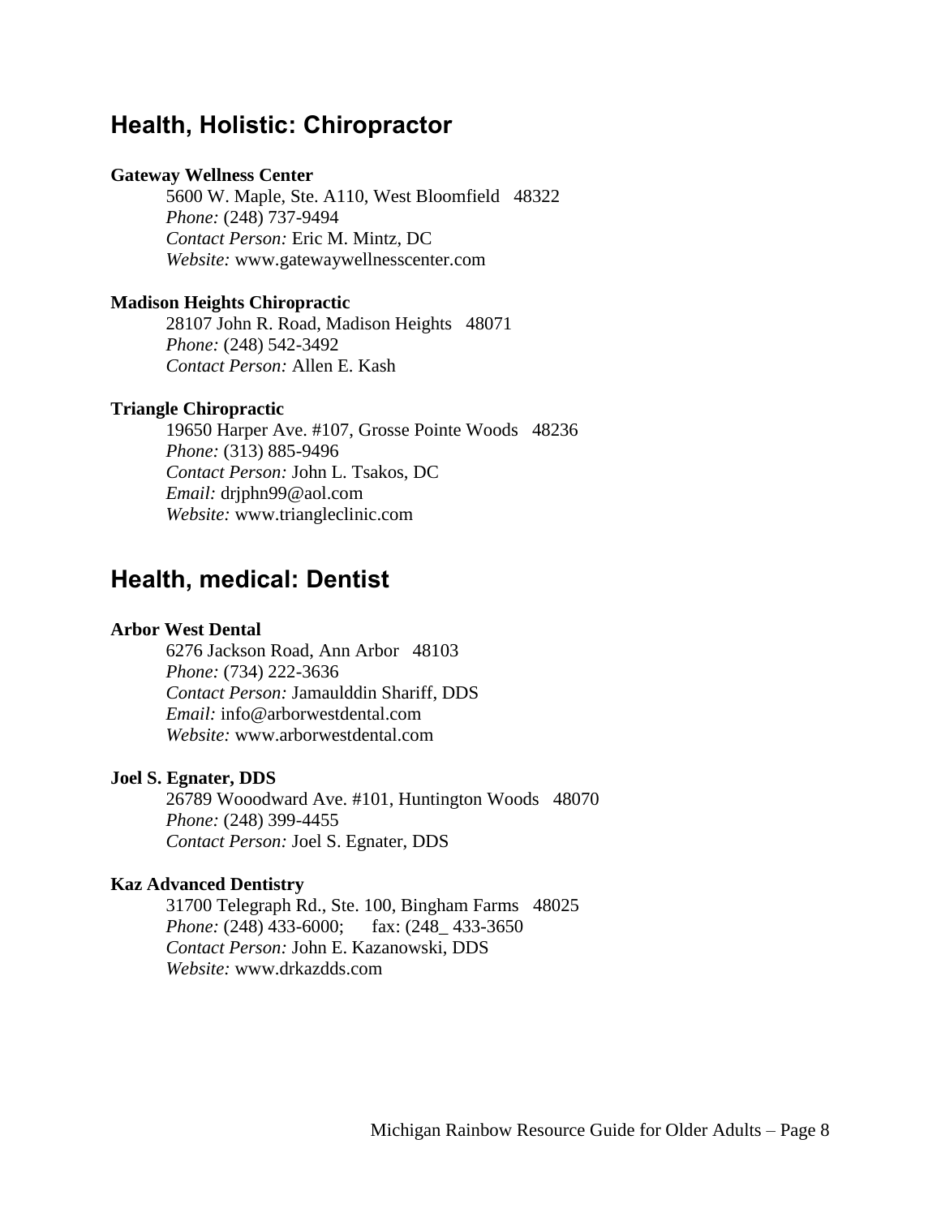## Health, Holistic: Chiropractor

**Gateway Wellness Center**

5600 W. Maple, Ste. A110, West Bloomfield 48322
*Phone:* (248) 737-9494
*Contact Person:* Eric M. Mintz, DC
*Website:* www.gatewaywellnesscenter.com

**Madison Heights Chiropractic**

28107 John R. Road, Madison Heights 48071
*Phone:* (248) 542-3492
*Contact Person:* Allen E. Kash

**Triangle Chiropractic**

19650 Harper Ave. #107, Grosse Pointe Woods 48236
*Phone:* (313) 885-9496
*Contact Person:* John L. Tsakos, DC
*Email:* drjphn99@aol.com
*Website:* www.triangleclinic.com

## Health, medical: Dentist

**Arbor West Dental**

6276 Jackson Road, Ann Arbor 48103
*Phone:* (734) 222-3636
*Contact Person:* Jamaulddin Shariff, DDS
*Email:* info@arborwestdental.com
*Website:* www.arborwestdental.com

**Joel S. Egnater, DDS**

26789 Wooodward Ave. #101, Huntington Woods 48070
*Phone:* (248) 399-4455
*Contact Person:* Joel S. Egnater, DDS

**Kaz Advanced Dentistry**

31700 Telegraph Rd., Ste. 100, Bingham Farms 48025
*Phone:* (248) 433-6000; fax: (248_ 433-3650
*Contact Person:* John E. Kazanowski, DDS
*Website:* www.drkazdds.com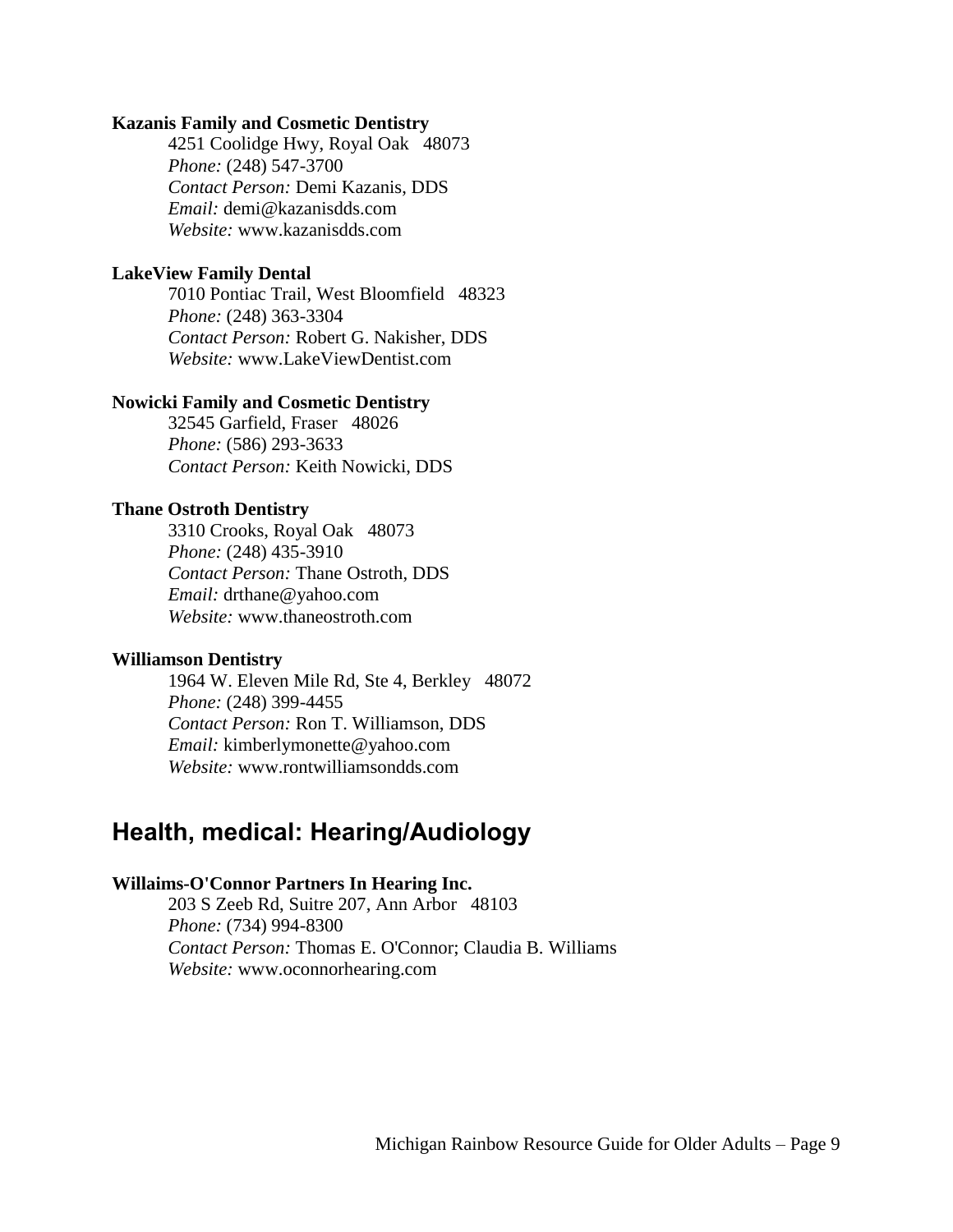**Kazanis Family and Cosmetic Dentistry**

4251 Coolidge Hwy, Royal Oak 48073
*Phone:* (248) 547-3700
*Contact Person:* Demi Kazanis, DDS
*Email:* demi@kazanisdds.com
*Website:* www.kazanisdds.com

**LakeView Family Dental**

7010 Pontiac Trail, West Bloomfield 48323
*Phone:* (248) 363-3304
*Contact Person:* Robert G. Nakisher, DDS
*Website:* www.LakeViewDentist.com

**Nowicki Family and Cosmetic Dentistry**

32545 Garfield, Fraser 48026
*Phone:* (586) 293-3633
*Contact Person:* Keith Nowicki, DDS

**Thane Ostroth Dentistry**

3310 Crooks, Royal Oak 48073
*Phone:* (248) 435-3910
*Contact Person:* Thane Ostroth, DDS
*Email:* drthane@yahoo.com
*Website:* www.thaneostroth.com

**Williamson Dentistry**

1964 W. Eleven Mile Rd, Ste 4, Berkley 48072
*Phone:* (248) 399-4455
*Contact Person:* Ron T. Williamson, DDS
*Email:* kimberlymonette@yahoo.com
*Website:* www.rontwilliamsondds.com

## Health, medical: Hearing/Audiology

**Willaims-O'Connor Partners In Hearing Inc.**

203 S Zeeb Rd, Suitre 207, Ann Arbor 48103
*Phone:* (734) 994-8300
*Contact Person:* Thomas E. O'Connor; Claudia B. Williams
*Website:* www.oconnorhearing.com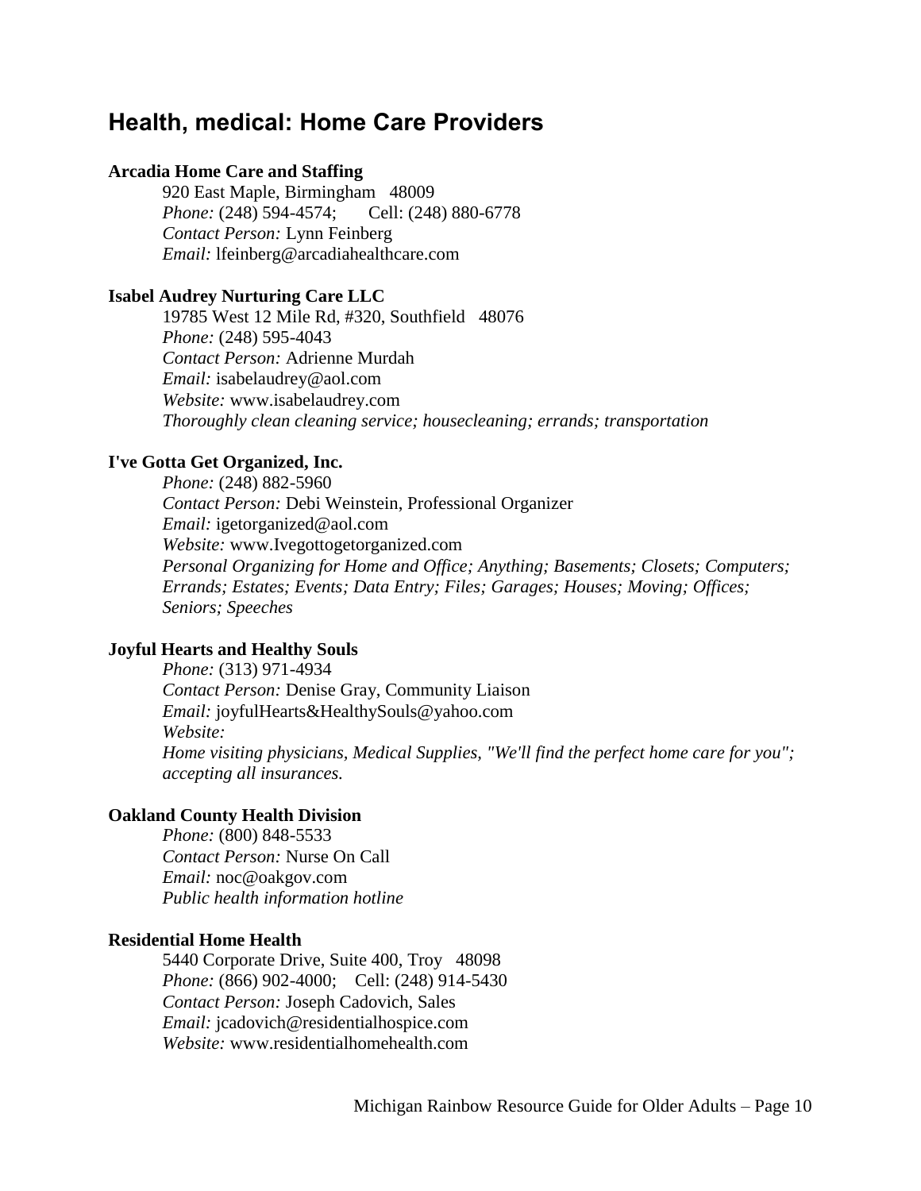## Health, medical: Home Care Providers

**Arcadia Home Care and Staffing**

920 East Maple, Birmingham 48009
*Phone:* (248) 594-4574; Cell: (248) 880-6778
*Contact Person:* Lynn Feinberg
*Email:* lfeinberg@arcadiahealthcare.com

**Isabel Audrey Nurturing Care LLC**

19785 West 12 Mile Rd, #320, Southfield 48076
*Phone:* (248) 595-4043
*Contact Person:* Adrienne Murdah
*Email:* isabelaudrey@aol.com
*Website:* www.isabelaudrey.com
*Thoroughly clean cleaning service; housecleaning; errands; transportation*

**I've Gotta Get Organized, Inc.**

*Phone:* (248) 882-5960
*Contact Person:* Debi Weinstein, Professional Organizer
*Email:* igetorganized@aol.com
*Website:* www.Ivegottogetorganized.com
*Personal Organizing for Home and Office; Anything; Basements; Closets; Computers; Errands; Estates; Events; Data Entry; Files; Garages; Houses; Moving; Offices; Seniors; Speeches*

**Joyful Hearts and Healthy Souls**

*Phone:* (313) 971-4934
*Contact Person:* Denise Gray, Community Liaison
*Email:* joyfulHearts&HealthySouls@yahoo.com
*Website:*
*Home visiting physicians, Medical Supplies, "We'll find the perfect home care for you"; accepting all insurances.*

**Oakland County Health Division**

*Phone:* (800) 848-5533
*Contact Person:* Nurse On Call
*Email:* noc@oakgov.com
*Public health information hotline*

**Residential Home Health**

5440 Corporate Drive, Suite 400, Troy 48098
*Phone:* (866) 902-4000; Cell: (248) 914-5430
*Contact Person:* Joseph Cadovich, Sales
*Email:* jcadovich@residentialhospice.com
*Website:* www.residentialhomehealth.com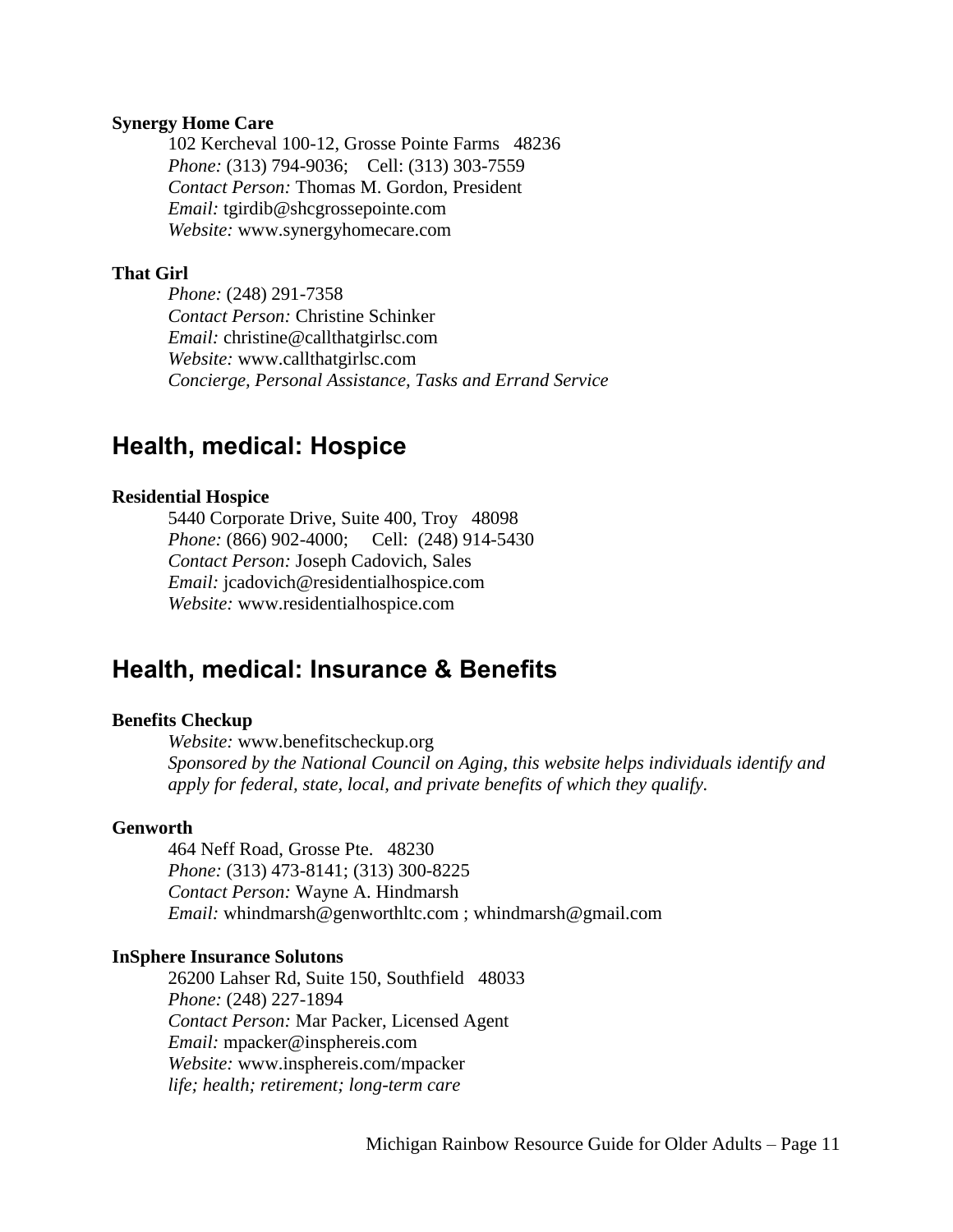**Synergy Home Care**

102 Kercheval 100-12, Grosse Pointe Farms 48236
*Phone:* (313) 794-9036; Cell: (313) 303-7559
*Contact Person:* Thomas M. Gordon, President
*Email:* tgirdib@shcgrossepointe.com
*Website:* www.synergyhomecare.com

**That Girl**

*Phone:* (248) 291-7358
*Contact Person:* Christine Schinker
*Email:* christine@callthatgirlsc.com
*Website:* www.callthatgirlsc.com
*Concierge, Personal Assistance, Tasks and Errand Service*

## Health, medical: Hospice

**Residential Hospice**

5440 Corporate Drive, Suite 400, Troy 48098
*Phone:* (866) 902-4000; Cell: (248) 914-5430
*Contact Person:* Joseph Cadovich, Sales
*Email:* jcadovich@residentialhospice.com
*Website:* www.residentialhospice.com

## Health, medical: Insurance & Benefits

**Benefits Checkup**

*Website:* www.benefitscheckup.org
*Sponsored by the National Council on Aging, this website helps individuals identify and apply for federal, state, local, and private benefits of which they qualify.*

**Genworth**

464 Neff Road, Grosse Pte. 48230
*Phone:* (313) 473-8141; (313) 300-8225
*Contact Person:* Wayne A. Hindmarsh
*Email:* whindmarsh@genworthltc.com ; whindmarsh@gmail.com

**InSphere Insurance Solutons**

26200 Lahser Rd, Suite 150, Southfield 48033
*Phone:* (248) 227-1894
*Contact Person:* Mar Packer, Licensed Agent
*Email:* mpacker@insphereis.com
*Website:* www.insphereis.com/mpacker
*life; health; retirement; long-term care*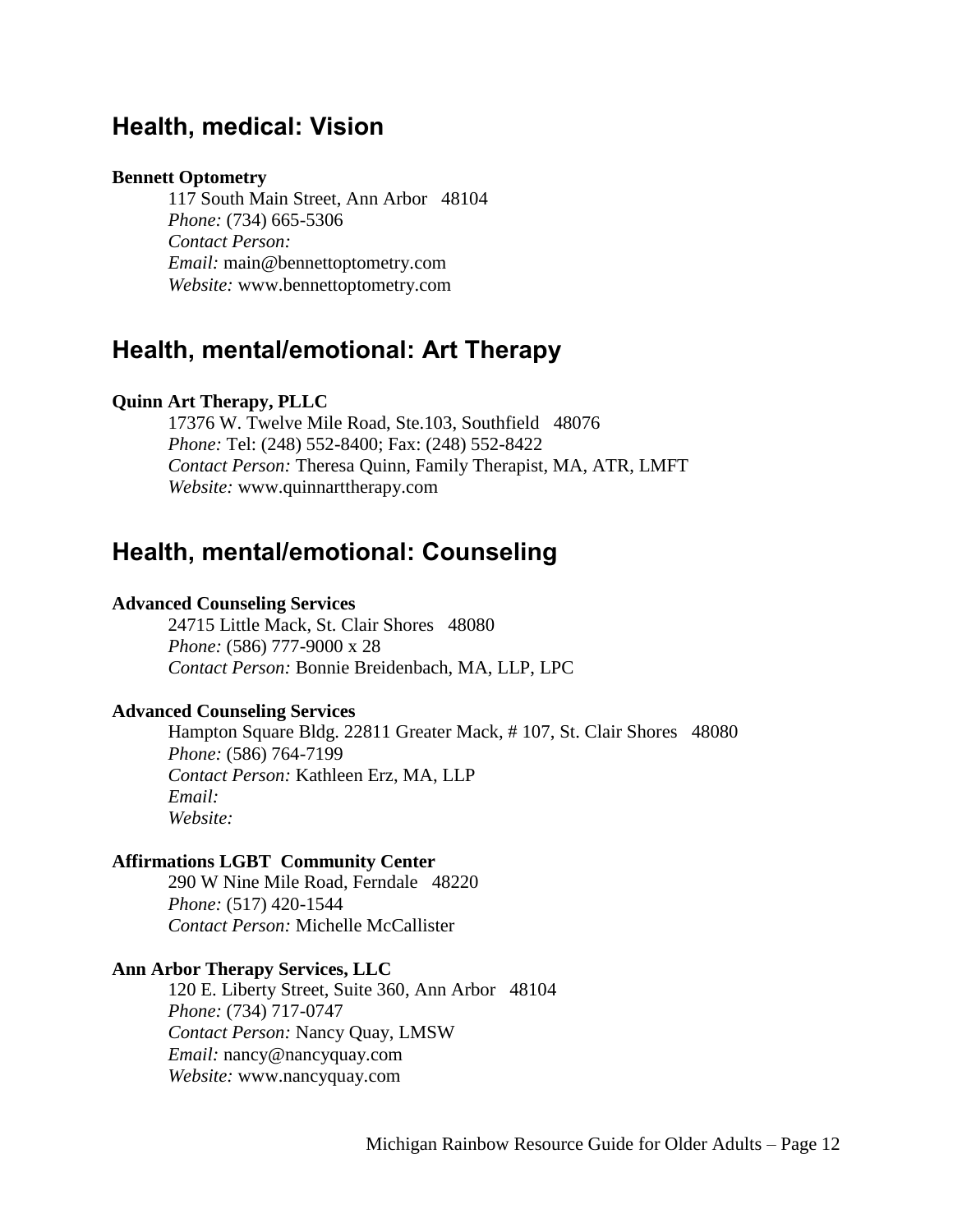## Health, medical: Vision

**Bennett Optometry**

117 South Main Street, Ann Arbor   48104
*Phone:* (734) 665-5306
*Contact Person:*
*Email:* main@bennettoptometry.com
*Website:* www.bennettoptometry.com

## Health, mental/emotional: Art Therapy

**Quinn Art Therapy, PLLC**

17376 W. Twelve Mile Road, Ste.103, Southfield   48076
*Phone:* Tel: (248) 552-8400; Fax: (248) 552-8422
*Contact Person:* Theresa Quinn, Family Therapist, MA, ATR, LMFT
*Website:* www.quinnarttherapy.com

## Health, mental/emotional: Counseling

**Advanced Counseling Services**

24715 Little Mack, St. Clair Shores   48080
*Phone:* (586) 777-9000 x 28
*Contact Person:* Bonnie Breidenbach, MA, LLP, LPC

**Advanced Counseling Services**

Hampton Square Bldg. 22811 Greater Mack, # 107, St. Clair Shores   48080
*Phone:* (586) 764-7199
*Contact Person:* Kathleen Erz, MA, LLP
*Email:*
*Website:*

**Affirmations LGBT  Community Center**

290 W Nine Mile Road, Ferndale   48220
*Phone:* (517) 420-1544
*Contact Person:* Michelle McCallister

**Ann Arbor Therapy Services, LLC**

120 E. Liberty Street, Suite 360, Ann Arbor   48104
*Phone:* (734) 717-0747
*Contact Person:* Nancy Quay, LMSW
*Email:* nancy@nancyquay.com
*Website:* www.nancyquay.com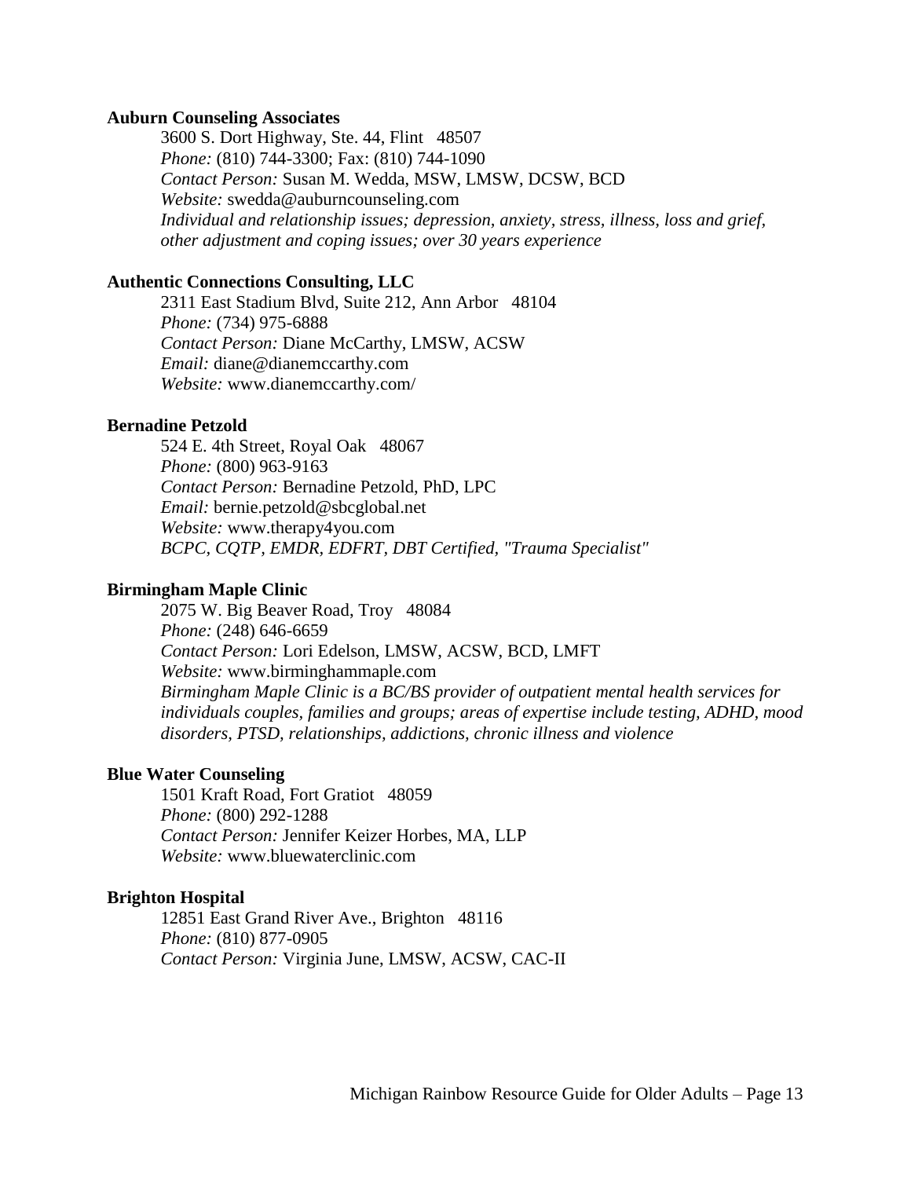**Auburn Counseling Associates**

3600 S. Dort Highway, Ste. 44, Flint 48507
*Phone:* (810) 744-3300; Fax: (810) 744-1090
*Contact Person:* Susan M. Wedda, MSW, LMSW, DCSW, BCD
*Website:* swedda@auburncounseling.com
*Individual and relationship issues; depression, anxiety, stress, illness, loss and grief, other adjustment and coping issues; over 30 years experience*

**Authentic Connections Consulting, LLC**

2311 East Stadium Blvd, Suite 212, Ann Arbor 48104
*Phone:* (734) 975-6888
*Contact Person:* Diane McCarthy, LMSW, ACSW
*Email:* diane@dianemccarthy.com
*Website:* www.dianemccarthy.com/

**Bernadine Petzold**

524 E. 4th Street, Royal Oak 48067
*Phone:* (800) 963-9163
*Contact Person:* Bernadine Petzold, PhD, LPC
*Email:* bernie.petzold@sbcglobal.net
*Website:* www.therapy4you.com
*BCPC, CQTP, EMDR, EDFRT, DBT Certified, "Trauma Specialist"*

**Birmingham Maple Clinic**

2075 W. Big Beaver Road, Troy 48084
*Phone:* (248) 646-6659
*Contact Person:* Lori Edelson, LMSW, ACSW, BCD, LMFT
*Website:* www.birminghammaple.com
*Birmingham Maple Clinic is a BC/BS provider of outpatient mental health services for individuals couples, families and groups; areas of expertise include testing, ADHD, mood disorders, PTSD, relationships, addictions, chronic illness and violence*

**Blue Water Counseling**

1501 Kraft Road, Fort Gratiot 48059
*Phone:* (800) 292-1288
*Contact Person:* Jennifer Keizer Horbes, MA, LLP
*Website:* www.bluewaterclinic.com

**Brighton Hospital**

12851 East Grand River Ave., Brighton 48116
*Phone:* (810) 877-0905
*Contact Person:* Virginia June, LMSW, ACSW, CAC-II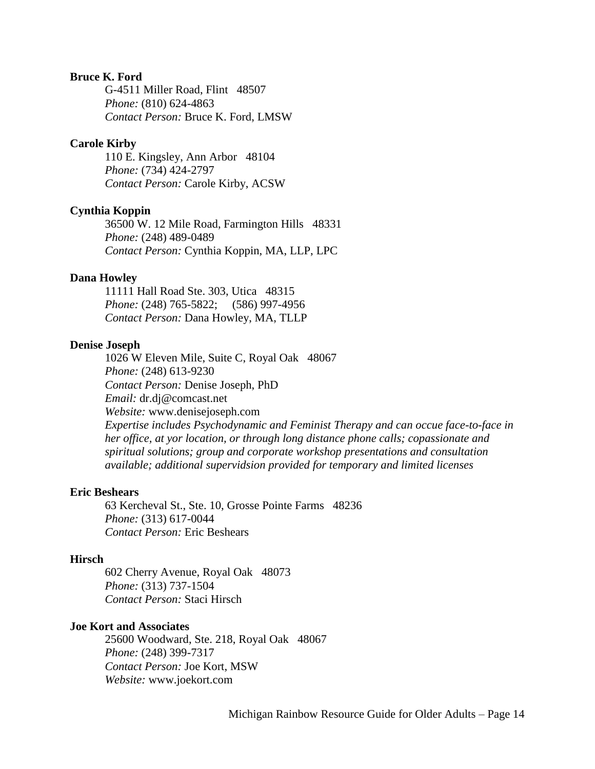**Bruce K. Ford**

G-4511 Miller Road, Flint 48507
*Phone:* (810) 624-4863
*Contact Person:* Bruce K. Ford, LMSW

**Carole Kirby**

110 E. Kingsley, Ann Arbor 48104
*Phone:* (734) 424-2797
*Contact Person:* Carole Kirby, ACSW

**Cynthia Koppin**

36500 W. 12 Mile Road, Farmington Hills 48331
*Phone:* (248) 489-0489
*Contact Person:* Cynthia Koppin, MA, LLP, LPC

**Dana Howley**

11111 Hall Road Ste. 303, Utica 48315
*Phone:* (248) 765-5822; (586) 997-4956
*Contact Person:* Dana Howley, MA, TLLP

**Denise Joseph**

1026 W Eleven Mile, Suite C, Royal Oak 48067
*Phone:* (248) 613-9230
*Contact Person:* Denise Joseph, PhD
*Email:* dr.dj@comcast.net
*Website:* www.denisejoseph.com
*Expertise includes Psychodynamic and Feminist Therapy and can occue face-to-face in her office, at yor location, or through long distance phone calls; copassionate and spiritual solutions; group and corporate workshop presentations and consultation available; additional supervidsion provided for temporary and limited licenses*

**Eric Beshears**

63 Kercheval St., Ste. 10, Grosse Pointe Farms 48236
*Phone:* (313) 617-0044
*Contact Person:* Eric Beshears

**Hirsch**

602 Cherry Avenue, Royal Oak 48073
*Phone:* (313) 737-1504
*Contact Person:* Staci Hirsch

**Joe Kort and Associates**

25600 Woodward, Ste. 218, Royal Oak 48067
*Phone:* (248) 399-7317
*Contact Person:* Joe Kort, MSW
*Website:* www.joekort.com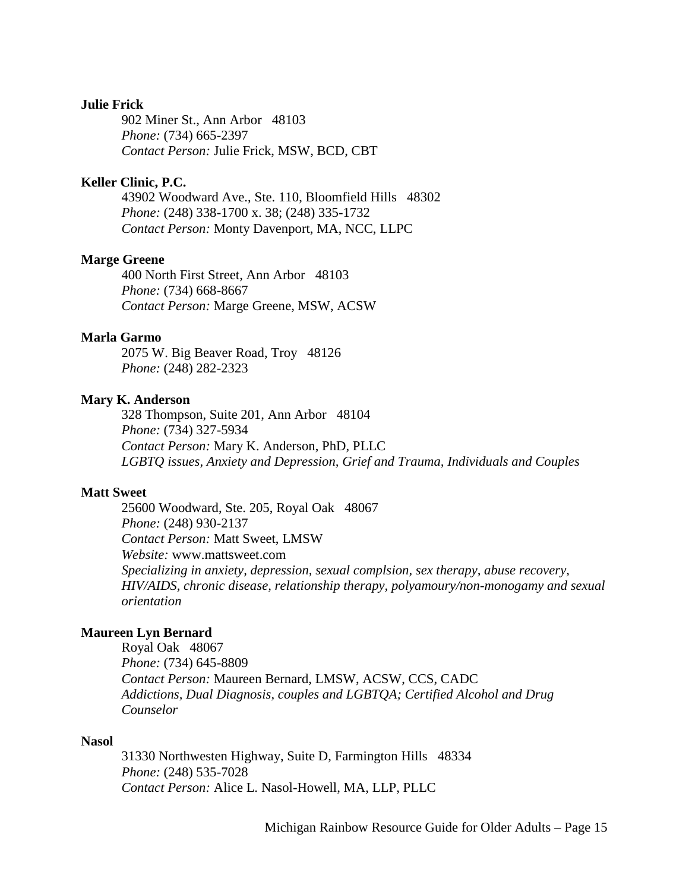**Julie Frick**

902 Miner St., Ann Arbor 48103
*Phone:* (734) 665-2397
*Contact Person:* Julie Frick, MSW, BCD, CBT

**Keller Clinic, P.C.**

43902 Woodward Ave., Ste. 110, Bloomfield Hills 48302
*Phone:* (248) 338-1700 x. 38; (248) 335-1732
*Contact Person:* Monty Davenport, MA, NCC, LLPC

**Marge Greene**

400 North First Street, Ann Arbor 48103
*Phone:* (734) 668-8667
*Contact Person:* Marge Greene, MSW, ACSW

**Marla Garmo**

2075 W. Big Beaver Road, Troy 48126
*Phone:* (248) 282-2323

**Mary K. Anderson**

328 Thompson, Suite 201, Ann Arbor 48104
*Phone:* (734) 327-5934
*Contact Person:* Mary K. Anderson, PhD, PLLC
*LGBTQ issues, Anxiety and Depression, Grief and Trauma, Individuals and Couples*

**Matt Sweet**

25600 Woodward, Ste. 205, Royal Oak 48067
*Phone:* (248) 930-2137
*Contact Person:* Matt Sweet, LMSW
*Website:* www.mattsweet.com
*Specializing in anxiety, depression, sexual complsion, sex therapy, abuse recovery, HIV/AIDS, chronic disease, relationship therapy, polyamoury/non-monogamy and sexual orientation*

**Maureen Lyn Bernard**

Royal Oak 48067
*Phone:* (734) 645-8809
*Contact Person:* Maureen Bernard, LMSW, ACSW, CCS, CADC
*Addictions, Dual Diagnosis, couples and LGBTQA; Certified Alcohol and Drug Counselor*

**Nasol**

31330 Northwesten Highway, Suite D, Farmington Hills 48334
*Phone:* (248) 535-7028
*Contact Person:* Alice L. Nasol-Howell, MA, LLP, PLLC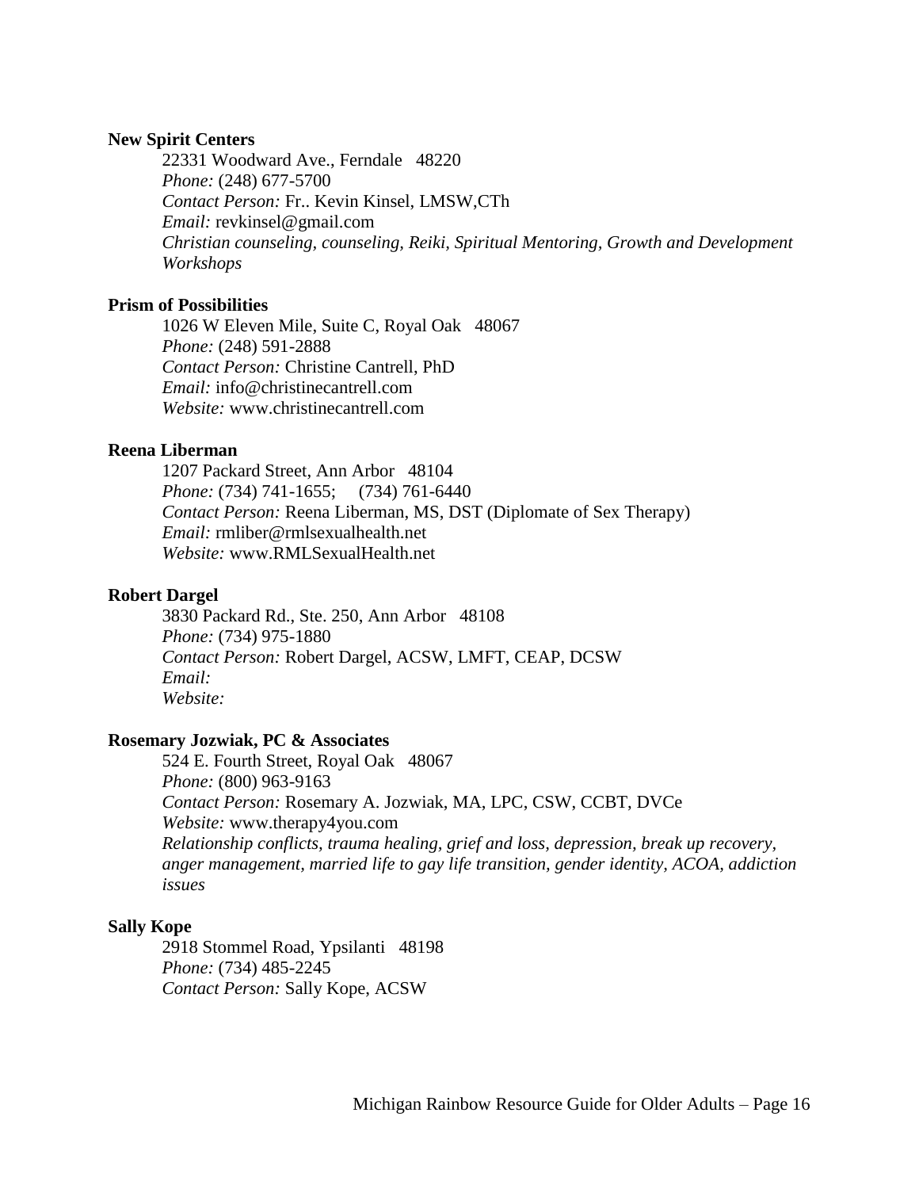**New Spirit Centers**

22331 Woodward Ave., Ferndale 48220
*Phone:* (248) 677-5700
*Contact Person:* Fr.. Kevin Kinsel, LMSW,CTh
*Email:* revkinsel@gmail.com
*Christian counseling, counseling, Reiki, Spiritual Mentoring, Growth and Development Workshops*

**Prism of Possibilities**

1026 W Eleven Mile, Suite C, Royal Oak 48067
*Phone:* (248) 591-2888
*Contact Person:* Christine Cantrell, PhD
*Email:* info@christinecantrell.com
*Website:* www.christinecantrell.com

**Reena Liberman**

1207 Packard Street, Ann Arbor 48104
*Phone:* (734) 741-1655; (734) 761-6440
*Contact Person:* Reena Liberman, MS, DST (Diplomate of Sex Therapy)
*Email:* rmliber@rmlsexualhealth.net
*Website:* www.RMLSexualHealth.net

**Robert Dargel**

3830 Packard Rd., Ste. 250, Ann Arbor 48108
*Phone:* (734) 975-1880
*Contact Person:* Robert Dargel, ACSW, LMFT, CEAP, DCSW
*Email:*
*Website:*

**Rosemary Jozwiak, PC & Associates**

524 E. Fourth Street, Royal Oak 48067
*Phone:* (800) 963-9163
*Contact Person:* Rosemary A. Jozwiak, MA, LPC, CSW, CCBT, DVCe
*Website:* www.therapy4you.com
*Relationship conflicts, trauma healing, grief and loss, depression, break up recovery, anger management, married life to gay life transition, gender identity, ACOA, addiction issues*

**Sally Kope**

2918 Stommel Road, Ypsilanti 48198
*Phone:* (734) 485-2245
*Contact Person:* Sally Kope, ACSW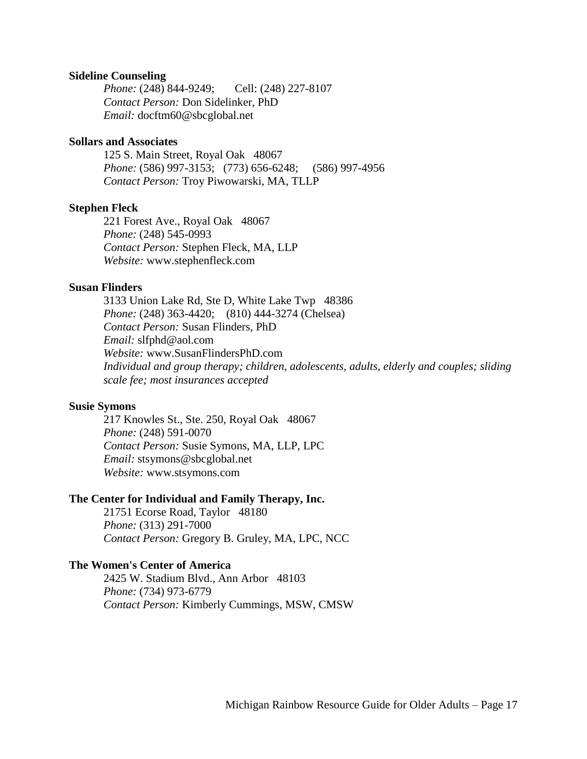**Sideline Counseling**

*Phone:* (248) 844-9249; Cell: (248) 227-8107
*Contact Person:* Don Sidelinker, PhD
*Email:* docftm60@sbcglobal.net

**Sollars and Associates**

125 S. Main Street, Royal Oak 48067
*Phone:* (586) 997-3153; (773) 656-6248; (586) 997-4956
*Contact Person:* Troy Piwowarski, MA, TLLP

**Stephen Fleck**

221 Forest Ave., Royal Oak 48067
*Phone:* (248) 545-0993
*Contact Person:* Stephen Fleck, MA, LLP
*Website:* www.stephenfleck.com

**Susan Flinders**

3133 Union Lake Rd, Ste D, White Lake Twp 48386
*Phone:* (248) 363-4420; (810) 444-3274 (Chelsea)
*Contact Person:* Susan Flinders, PhD
*Email:* slfphd@aol.com
*Website:* www.SusanFlindersPhD.com
*Individual and group therapy; children, adolescents, adults, elderly and couples; sliding scale fee; most insurances accepted*

**Susie Symons**

217 Knowles St., Ste. 250, Royal Oak 48067
*Phone:* (248) 591-0070
*Contact Person:* Susie Symons, MA, LLP, LPC
*Email:* stsymons@sbcglobal.net
*Website:* www.stsymons.com

**The Center for Individual and Family Therapy, Inc.**

21751 Ecorse Road, Taylor 48180
*Phone:* (313) 291-7000
*Contact Person:* Gregory B. Gruley, MA, LPC, NCC

**The Women's Center of America**

2425 W. Stadium Blvd., Ann Arbor 48103
*Phone:* (734) 973-6779
*Contact Person:* Kimberly Cummings, MSW, CMSW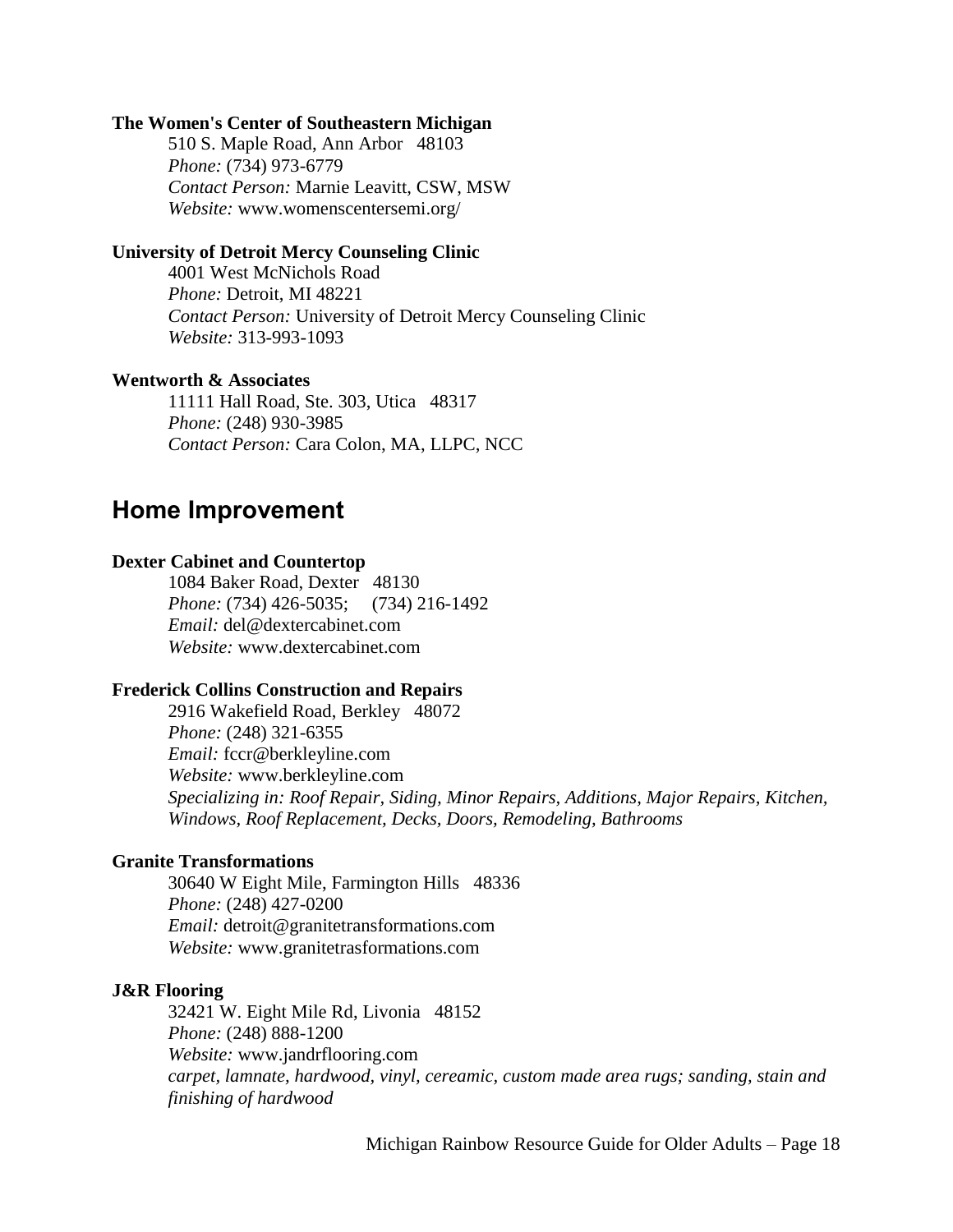**The Women's Center of Southeastern Michigan**

510 S. Maple Road, Ann Arbor 48103
*Phone:* (734) 973-6779
*Contact Person:* Marnie Leavitt, CSW, MSW
*Website:* www.womenscentersemi.org/

**University of Detroit Mercy Counseling Clinic**

4001 West McNichols Road
*Phone:* Detroit, MI 48221
*Contact Person:* University of Detroit Mercy Counseling Clinic
*Website:* 313-993-1093

**Wentworth & Associates**

11111 Hall Road, Ste. 303, Utica 48317
*Phone:* (248) 930-3985
*Contact Person:* Cara Colon, MA, LLPC, NCC

## Home Improvement

**Dexter Cabinet and Countertop**

1084 Baker Road, Dexter 48130
*Phone:* (734) 426-5035; (734) 216-1492
*Email:* del@dextercabinet.com
*Website:* www.dextercabinet.com

**Frederick Collins Construction and Repairs**

2916 Wakefield Road, Berkley 48072
*Phone:* (248) 321-6355
*Email:* fccr@berkleyline.com
*Website:* www.berkleyline.com
*Specializing in: Roof Repair, Siding, Minor Repairs, Additions, Major Repairs, Kitchen, Windows, Roof Replacement, Decks, Doors, Remodeling, Bathrooms*

**Granite Transformations**

30640 W Eight Mile, Farmington Hills 48336
*Phone:* (248) 427-0200
*Email:* detroit@granitetransformations.com
*Website:* www.granitetrasformations.com

**J&R Flooring**

32421 W. Eight Mile Rd, Livonia 48152
*Phone:* (248) 888-1200
*Website:* www.jandrflooring.com
*carpet, lamnate, hardwood, vinyl, cereamic, custom made area rugs; sanding, stain and finishing of hardwood*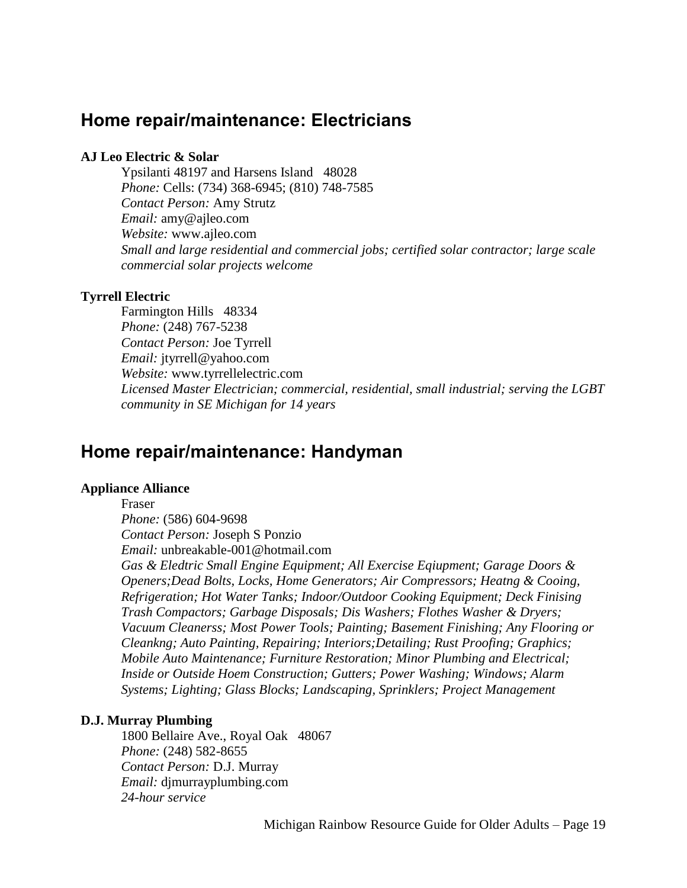## Home repair/maintenance: Electricians

**AJ Leo Electric & Solar**

Ypsilanti 48197 and Harsens Island 48028
*Phone:* Cells: (734) 368-6945; (810) 748-7585
*Contact Person:* Amy Strutz
*Email:* amy@ajleo.com
*Website:* www.ajleo.com
*Small and large residential and commercial jobs; certified solar contractor; large scale commercial solar projects welcome*

**Tyrrell Electric**

Farmington Hills 48334
*Phone:* (248) 767-5238
*Contact Person:* Joe Tyrrell
*Email:* jtyrrell@yahoo.com
*Website:* www.tyrrellelectric.com
*Licensed Master Electrician; commercial, residential, small industrial; serving the LGBT community in SE Michigan for 14 years*

## Home repair/maintenance: Handyman

**Appliance Alliance**

Fraser
*Phone:* (586) 604-9698
*Contact Person:* Joseph S Ponzio
*Email:* unbreakable-001@hotmail.com
*Gas & Eledtric Small Engine Equipment; All Exercise Eqiupment; Garage Doors & Openers;Dead Bolts, Locks, Home Generators; Air Compressors; Heatng & Cooing, Refrigeration; Hot Water Tanks; Indoor/Outdoor Cooking Equipment; Deck Finising Trash Compactors; Garbage Disposals; Dis Washers; Flothes Washer & Dryers; Vacuum Cleanerss; Most Power Tools; Painting; Basement Finishing; Any Flooring or Cleankng; Auto Painting, Repairing; Interiors;Detailing; Rust Proofing; Graphics; Mobile Auto Maintenance; Furniture Restoration; Minor Plumbing and Electrical; Inside or Outside Hoem Construction; Gutters; Power Washing; Windows; Alarm Systems; Lighting; Glass Blocks; Landscaping, Sprinklers; Project Management*

**D.J. Murray Plumbing**

1800 Bellaire Ave., Royal Oak 48067
*Phone:* (248) 582-8655
*Contact Person:* D.J. Murray
*Email:* djmurrayplumbing.com
*24-hour service*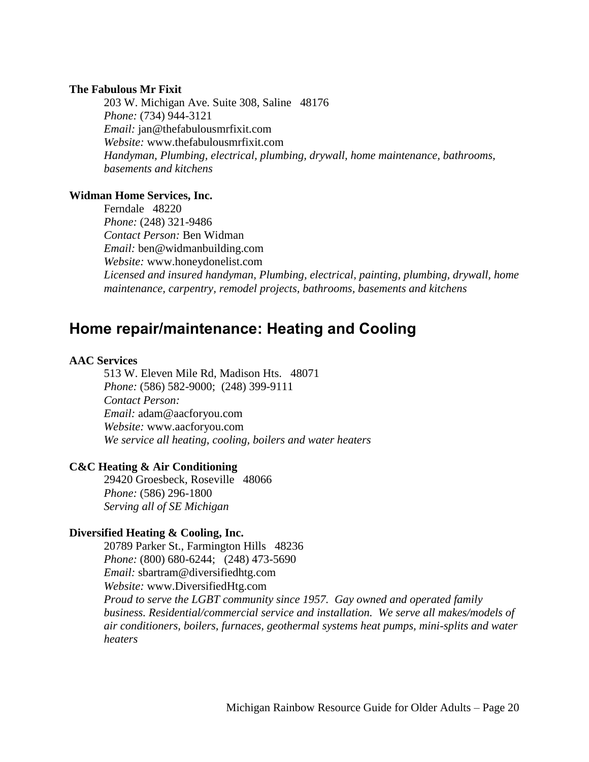**The Fabulous Mr Fixit**

203 W. Michigan Ave. Suite 308, Saline 48176
*Phone:* (734) 944-3121
*Email:* jan@thefabulousmrfixit.com
*Website:* www.thefabulousmrfixit.com
*Handyman, Plumbing, electrical, plumbing, drywall, home maintenance, bathrooms, basements and kitchens*

**Widman Home Services, Inc.**

Ferndale 48220
*Phone:* (248) 321-9486
*Contact Person:* Ben Widman
*Email:* ben@widmanbuilding.com
*Website:* www.honeydonelist.com
*Licensed and insured handyman, Plumbing, electrical, painting, plumbing, drywall, home maintenance, carpentry, remodel projects, bathrooms, basements and kitchens*

## Home repair/maintenance: Heating and Cooling

**AAC Services**

513 W. Eleven Mile Rd, Madison Hts. 48071
*Phone:* (586) 582-9000; (248) 399-9111
*Contact Person:*
*Email:* adam@aacforyou.com
*Website:* www.aacforyou.com
*We service all heating, cooling, boilers and water heaters*

**C&C Heating & Air Conditioning**

29420 Groesbeck, Roseville 48066
*Phone:* (586) 296-1800
*Serving all of SE Michigan*

**Diversified Heating & Cooling, Inc.**

20789 Parker St., Farmington Hills 48236
*Phone:* (800) 680-6244; (248) 473-5690
*Email:* sbartram@diversifiedhtg.com
*Website:* www.DiversifiedHtg.com
*Proud to serve the LGBT community since 1957. Gay owned and operated family business. Residential/commercial service and installation. We serve all makes/models of air conditioners, boilers, furnaces, geothermal systems heat pumps, mini-splits and water heaters*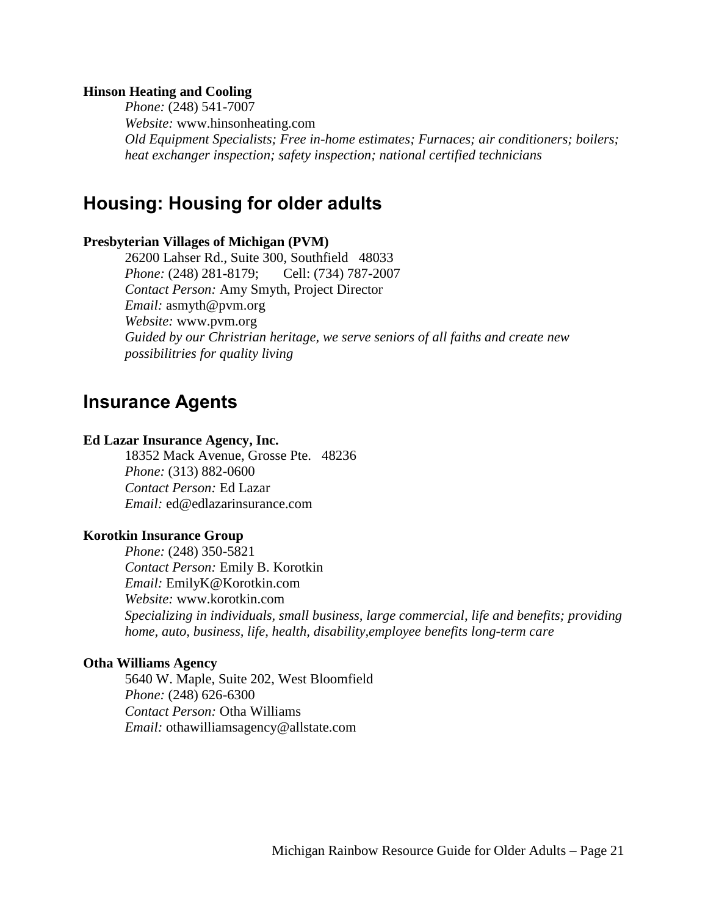**Hinson Heating and Cooling**

*Phone:* (248) 541-7007
*Website:* www.hinsonheating.com
*Old Equipment Specialists; Free in-home estimates; Furnaces; air conditioners; boilers; heat exchanger inspection; safety inspection; national certified technicians*

## Housing: Housing for older adults

**Presbyterian Villages of Michigan (PVM)**

26200 Lahser Rd., Suite 300, Southfield 48033
*Phone:* (248) 281-8179; Cell: (734) 787-2007
*Contact Person:* Amy Smyth, Project Director
*Email:* asmyth@pvm.org
*Website:* www.pvm.org
*Guided by our Christrian heritage, we serve seniors of all faiths and create new possibilitries for quality living*

## Insurance Agents

**Ed Lazar Insurance Agency, Inc.**

18352 Mack Avenue, Grosse Pte. 48236
*Phone:* (313) 882-0600
*Contact Person:* Ed Lazar
*Email:* ed@edlazarinsurance.com

**Korotkin Insurance Group**

*Phone:* (248) 350-5821
*Contact Person:* Emily B. Korotkin
*Email:* EmilyK@Korotkin.com
*Website:* www.korotkin.com
*Specializing in individuals, small business, large commercial, life and benefits; providing home, auto, business, life, health, disability,employee benefits long-term care*

**Otha Williams Agency**

5640 W. Maple, Suite 202, West Bloomfield
*Phone:* (248) 626-6300
*Contact Person:* Otha Williams
*Email:* othawilliamsagency@allstate.com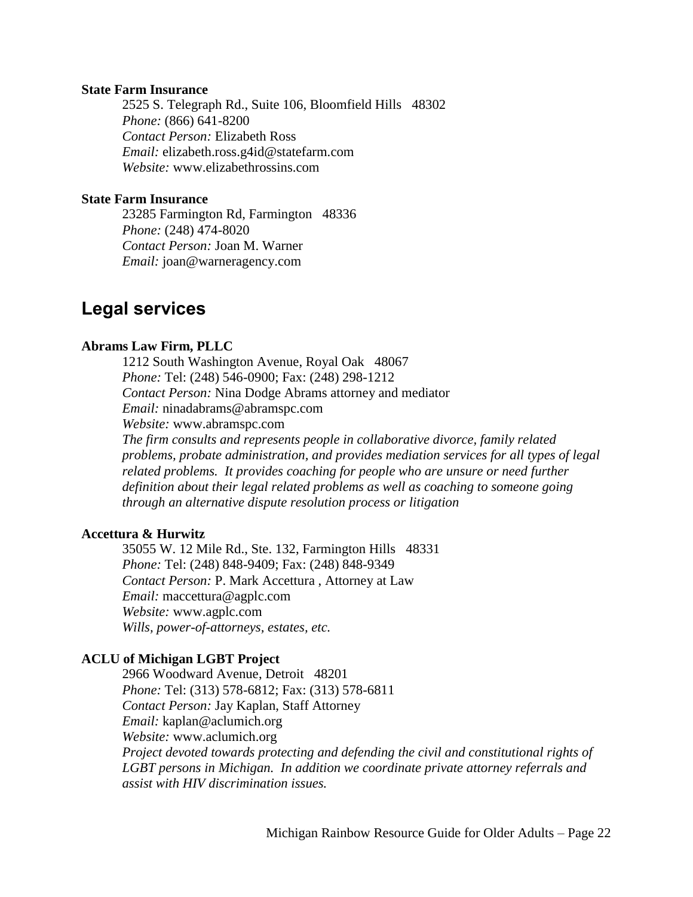**State Farm Insurance**

2525 S. Telegraph Rd., Suite 106, Bloomfield Hills 48302
*Phone:* (866) 641-8200
*Contact Person:* Elizabeth Ross
*Email:* elizabeth.ross.g4id@statefarm.com
*Website:* www.elizabethrossins.com

**State Farm Insurance**

23285 Farmington Rd, Farmington 48336
*Phone:* (248) 474-8020
*Contact Person:* Joan M. Warner
*Email:* joan@warneragency.com

## Legal services

**Abrams Law Firm, PLLC**

1212 South Washington Avenue, Royal Oak 48067
*Phone:* Tel: (248) 546-0900; Fax: (248) 298-1212
*Contact Person:* Nina Dodge Abrams attorney and mediator
*Email:* ninadabrams@abramspc.com
*Website:* www.abramspc.com
*The firm consults and represents people in collaborative divorce, family related problems, probate administration, and provides mediation services for all types of legal related problems. It provides coaching for people who are unsure or need further definition about their legal related problems as well as coaching to someone going through an alternative dispute resolution process or litigation*

**Accettura & Hurwitz**

35055 W. 12 Mile Rd., Ste. 132, Farmington Hills 48331
*Phone:* Tel: (248) 848-9409; Fax: (248) 848-9349
*Contact Person:* P. Mark Accettura , Attorney at Law
*Email:* maccettura@agplc.com
*Website:* www.agplc.com
*Wills, power-of-attorneys, estates, etc.*

**ACLU of Michigan LGBT Project**

2966 Woodward Avenue, Detroit 48201
*Phone:* Tel: (313) 578-6812; Fax: (313) 578-6811
*Contact Person:* Jay Kaplan, Staff Attorney
*Email:* kaplan@aclumich.org
*Website:* www.aclumich.org
*Project devoted towards protecting and defending the civil and constitutional rights of LGBT persons in Michigan. In addition we coordinate private attorney referrals and assist with HIV discrimination issues.*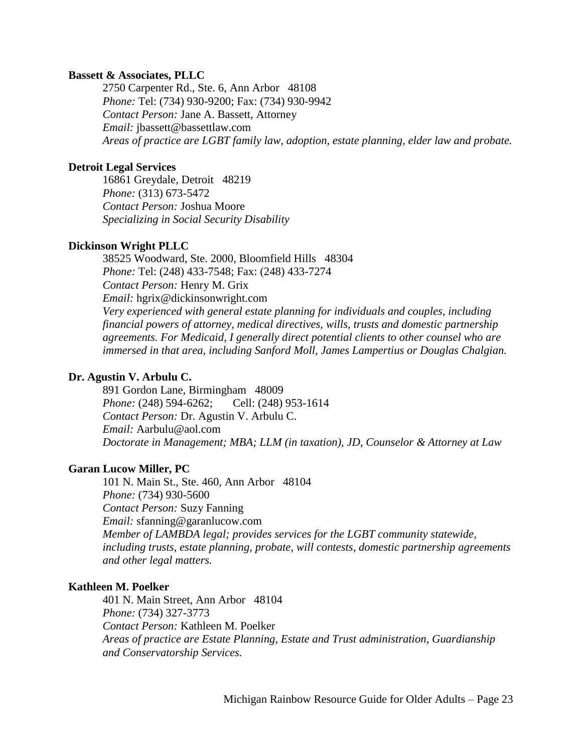**Bassett & Associates, PLLC**

2750 Carpenter Rd., Ste. 6, Ann Arbor 48108
*Phone:* Tel: (734) 930-9200; Fax: (734) 930-9942
*Contact Person:* Jane A. Bassett, Attorney
*Email:* jbassett@bassettlaw.com
*Areas of practice are LGBT family law, adoption, estate planning, elder law and probate.*

**Detroit Legal Services**

16861 Greydale, Detroit 48219
*Phone:* (313) 673-5472
*Contact Person:* Joshua Moore
*Specializing in Social Security Disability*

**Dickinson Wright PLLC**

38525 Woodward, Ste. 2000, Bloomfield Hills 48304
*Phone:* Tel: (248) 433-7548; Fax: (248) 433-7274
*Contact Person:* Henry M. Grix
*Email:* hgrix@dickinsonwright.com
*Very experienced with general estate planning for individuals and couples, including financial powers of attorney, medical directives, wills, trusts and domestic partnership agreements. For Medicaid, I generally direct potential clients to other counsel who are immersed in that area, including Sanford Moll, James Lampertius or Douglas Chalgian.*

**Dr. Agustin V. Arbulu C.**

891 Gordon Lane, Birmingham 48009
*Phone:* (248) 594-6262; Cell: (248) 953-1614
*Contact Person:* Dr. Agustin V. Arbulu C.
*Email:* Aarbulu@aol.com
*Doctorate in Management; MBA; LLM (in taxation), JD, Counselor & Attorney at Law*

**Garan Lucow Miller, PC**

101 N. Main St., Ste. 460, Ann Arbor 48104
*Phone:* (734) 930-5600
*Contact Person:* Suzy Fanning
*Email:* sfanning@garanlucow.com
*Member of LAMBDA legal; provides services for the LGBT community statewide, including trusts, estate planning, probate, will contests, domestic partnership agreements and other legal matters.*

**Kathleen M. Poelker**

401 N. Main Street, Ann Arbor 48104
*Phone:* (734) 327-3773
*Contact Person:* Kathleen M. Poelker
*Areas of practice are Estate Planning, Estate and Trust administration, Guardianship and Conservatorship Services.*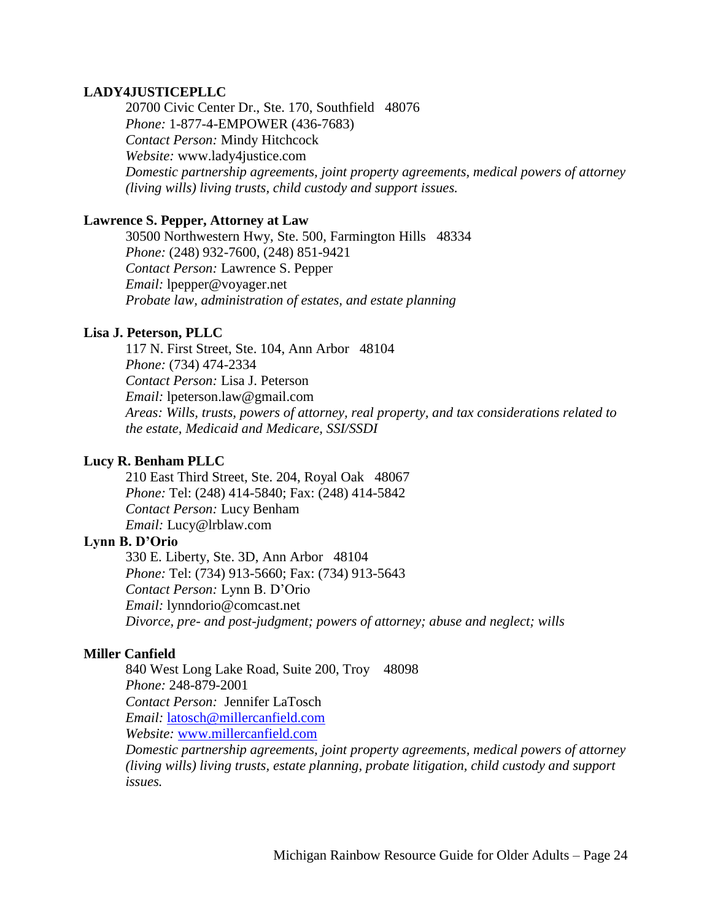**LADY4JUSTICEPLLC**

20700 Civic Center Dr., Ste. 170, Southfield 48076
*Phone:* 1-877-4-EMPOWER (436-7683)
*Contact Person:* Mindy Hitchcock
*Website:* www.lady4justice.com
*Domestic partnership agreements, joint property agreements, medical powers of attorney (living wills) living trusts, child custody and support issues.*

**Lawrence S. Pepper, Attorney at Law**

30500 Northwestern Hwy, Ste. 500, Farmington Hills 48334
*Phone:* (248) 932-7600, (248) 851-9421
*Contact Person:* Lawrence S. Pepper
*Email:* lpepper@voyager.net
*Probate law, administration of estates, and estate planning*

**Lisa J. Peterson, PLLC**

117 N. First Street, Ste. 104, Ann Arbor 48104
*Phone:* (734) 474-2334
*Contact Person:* Lisa J. Peterson
*Email:* lpeterson.law@gmail.com
*Areas: Wills, trusts, powers of attorney, real property, and tax considerations related to the estate, Medicaid and Medicare, SSI/SSDI*

**Lucy R. Benham PLLC**

210 East Third Street, Ste. 204, Royal Oak 48067
*Phone:* Tel: (248) 414-5840; Fax: (248) 414-5842
*Contact Person:* Lucy Benham
*Email:* Lucy@lrblaw.com

**Lynn B. D'Orio**

330 E. Liberty, Ste. 3D, Ann Arbor 48104
*Phone:* Tel: (734) 913-5660; Fax: (734) 913-5643
*Contact Person:* Lynn B. D'Orio
*Email:* lynndorio@comcast.net
*Divorce, pre- and post-judgment; powers of attorney; abuse and neglect; wills*

**Miller Canfield**

840 West Long Lake Road, Suite 200, Troy 48098
*Phone:* 248-879-2001
*Contact Person:* Jennifer LaTosch
*Email:* latosch@millercanfield.com
*Website:* www.millercanfield.com
*Domestic partnership agreements, joint property agreements, medical powers of attorney (living wills) living trusts, estate planning, probate litigation, child custody and support issues.*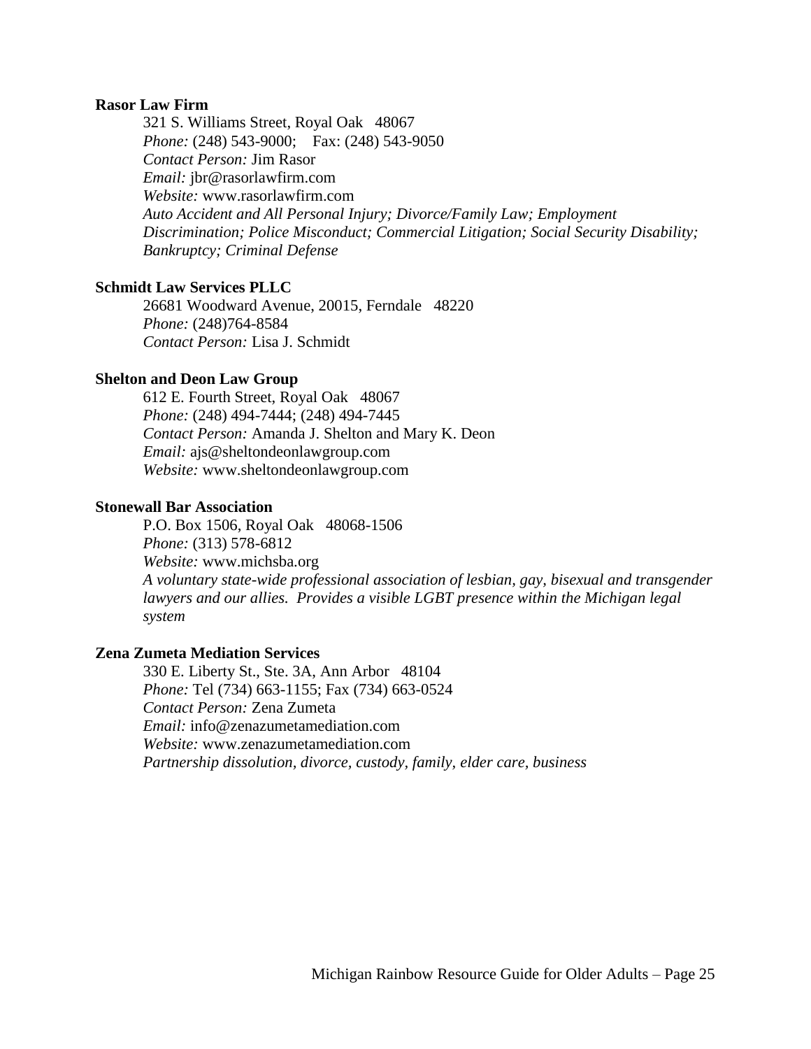**Rasor Law Firm**

321 S. Williams Street, Royal Oak 48067
*Phone:* (248) 543-9000; Fax: (248) 543-9050
*Contact Person:* Jim Rasor
*Email:* jbr@rasorlawfirm.com
*Website:* www.rasorlawfirm.com
*Auto Accident and All Personal Injury; Divorce/Family Law; Employment Discrimination; Police Misconduct; Commercial Litigation; Social Security Disability; Bankruptcy; Criminal Defense*

**Schmidt Law Services PLLC**

26681 Woodward Avenue, 20015, Ferndale 48220
*Phone:* (248)764-8584
*Contact Person:* Lisa J. Schmidt

**Shelton and Deon Law Group**

612 E. Fourth Street, Royal Oak 48067
*Phone:* (248) 494-7444; (248) 494-7445
*Contact Person:* Amanda J. Shelton and Mary K. Deon
*Email:* ajs@sheltondeonlawgroup.com
*Website:* www.sheltondeonlawgroup.com

**Stonewall Bar Association**

P.O. Box 1506, Royal Oak 48068-1506
*Phone:* (313) 578-6812
*Website:* www.michsba.org
*A voluntary state-wide professional association of lesbian, gay, bisexual and transgender lawyers and our allies. Provides a visible LGBT presence within the Michigan legal system*

**Zena Zumeta Mediation Services**

330 E. Liberty St., Ste. 3A, Ann Arbor 48104
*Phone:* Tel (734) 663-1155; Fax (734) 663-0524
*Contact Person:* Zena Zumeta
*Email:* info@zenazumetamediation.com
*Website:* www.zenazumetamediation.com
*Partnership dissolution, divorce, custody, family, elder care, business*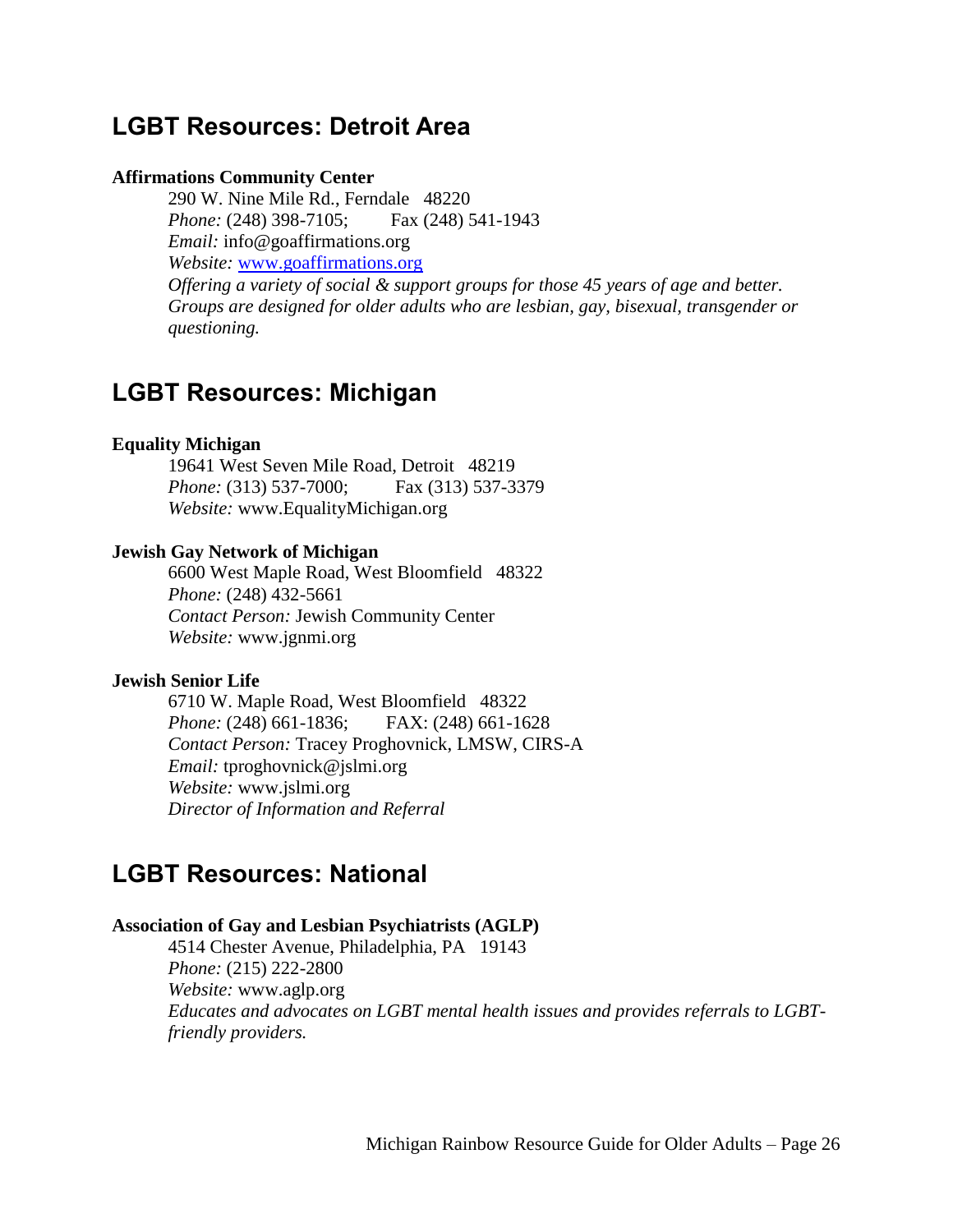## LGBT Resources: Detroit Area

**Affirmations Community Center**

290 W. Nine Mile Rd., Ferndale 48220
*Phone:* (248) 398-7105; Fax (248) 541-1943
*Email:* info@goaffirmations.org
*Website:* www.goaffirmations.org
*Offering a variety of social & support groups for those 45 years of age and better. Groups are designed for older adults who are lesbian, gay, bisexual, transgender or questioning.*

## LGBT Resources: Michigan

**Equality Michigan**

19641 West Seven Mile Road, Detroit 48219
*Phone:* (313) 537-7000; Fax (313) 537-3379
*Website:* www.EqualityMichigan.org

**Jewish Gay Network of Michigan**

6600 West Maple Road, West Bloomfield 48322
*Phone:* (248) 432-5661
*Contact Person:* Jewish Community Center
*Website:* www.jgnmi.org

**Jewish Senior Life**

6710 W. Maple Road, West Bloomfield 48322
*Phone:* (248) 661-1836; FAX: (248) 661-1628
*Contact Person:* Tracey Proghovnick, LMSW, CIRS-A
*Email:* tproghovnick@jslmi.org
*Website:* www.jslmi.org
*Director of Information and Referral*

## LGBT Resources: National

**Association of Gay and Lesbian Psychiatrists (AGLP)**

4514 Chester Avenue, Philadelphia, PA 19143
*Phone:* (215) 222-2800
*Website:* www.aglp.org
*Educates and advocates on LGBT mental health issues and provides referrals to LGBT-friendly providers.*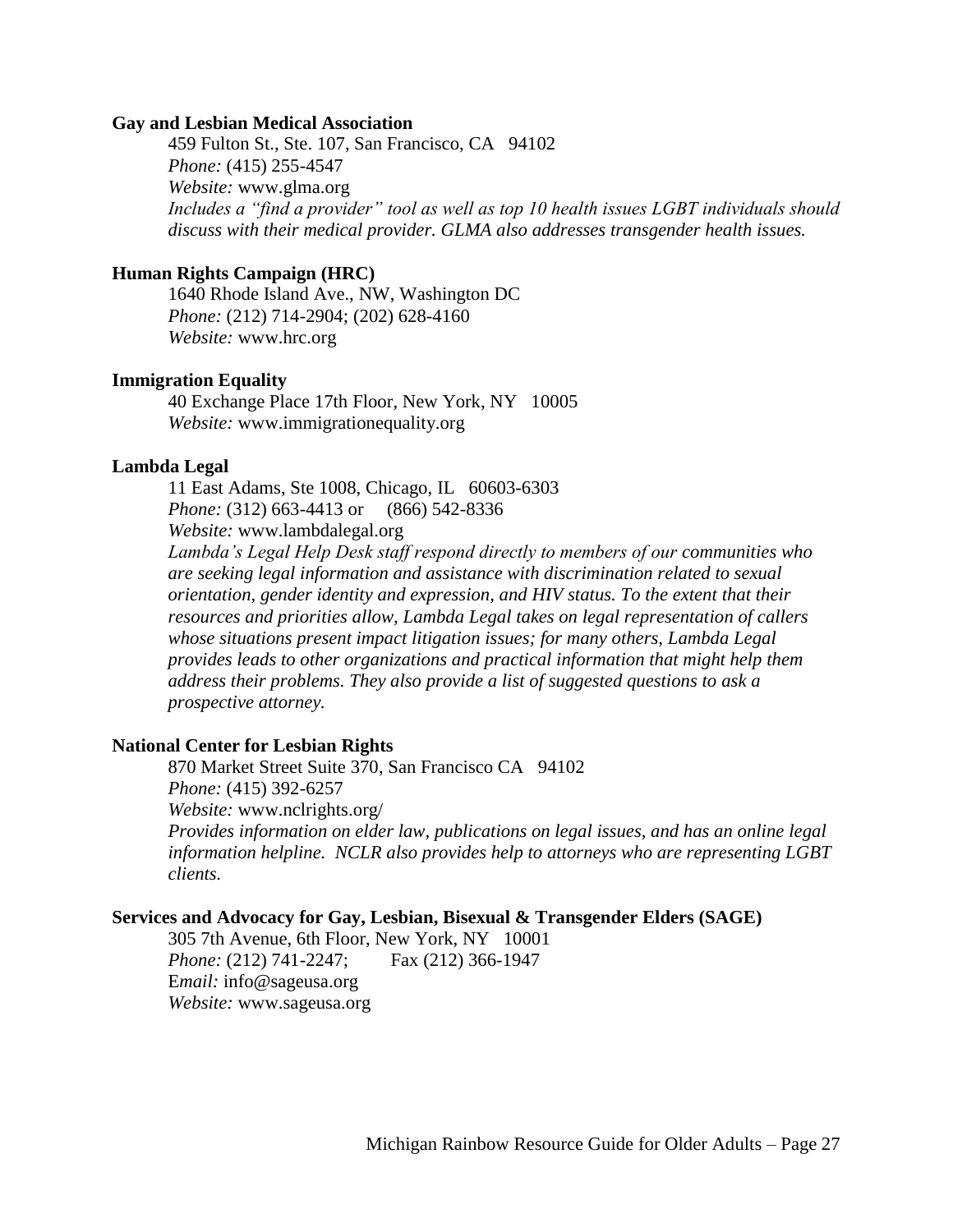**Gay and Lesbian Medical Association**

459 Fulton St., Ste. 107, San Francisco, CA 94102
*Phone:* (415) 255-4547
*Website:* www.glma.org
*Includes a "find a provider" tool as well as top 10 health issues LGBT individuals should discuss with their medical provider. GLMA also addresses transgender health issues.*

**Human Rights Campaign (HRC)**

1640 Rhode Island Ave., NW, Washington DC
*Phone:* (212) 714-2904; (202) 628-4160
*Website:* www.hrc.org

**Immigration Equality**

40 Exchange Place 17th Floor, New York, NY 10005
*Website:* www.immigrationequality.org

**Lambda Legal**

11 East Adams, Ste 1008, Chicago, IL 60603-6303
*Phone:* (312) 663-4413 or (866) 542-8336
*Website:* www.lambdalegal.org
*Lambda's Legal Help Desk staff respond directly to members of our communities who are seeking legal information and assistance with discrimination related to sexual orientation, gender identity and expression, and HIV status. To the extent that their resources and priorities allow, Lambda Legal takes on legal representation of callers whose situations present impact litigation issues; for many others, Lambda Legal provides leads to other organizations and practical information that might help them address their problems. They also provide a list of suggested questions to ask a prospective attorney.*

**National Center for Lesbian Rights**

870 Market Street Suite 370, San Francisco CA 94102
*Phone:* (415) 392-6257
*Website:* www.nclrights.org/
*Provides information on elder law, publications on legal issues, and has an online legal information helpline. NCLR also provides help to attorneys who are representing LGBT clients.*

**Services and Advocacy for Gay, Lesbian, Bisexual & Transgender Elders (SAGE)**

305 7th Avenue, 6th Floor, New York, NY 10001
*Phone:* (212) 741-2247; Fax (212) 366-1947
E*mail:* info@sageusa.org
*Website:* www.sageusa.org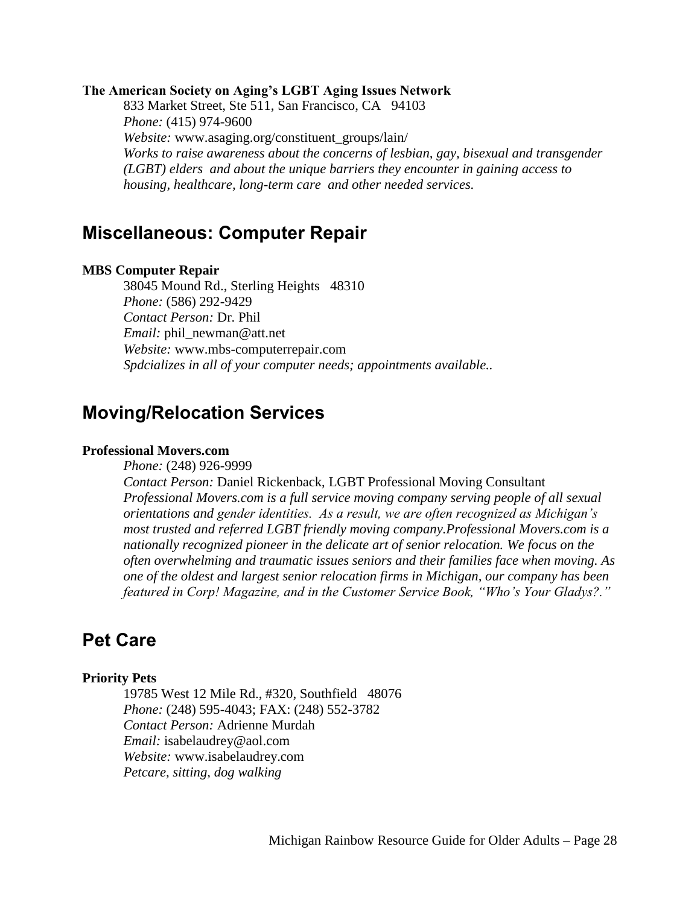**The American Society on Aging's LGBT Aging Issues Network**

833 Market Street, Ste 511, San Francisco, CA 94103
*Phone:* (415) 974-9600
*Website:* www.asaging.org/constituent_groups/lain/
*Works to raise awareness about the concerns of lesbian, gay, bisexual and transgender (LGBT) elders and about the unique barriers they encounter in gaining access to housing, healthcare, long-term care and other needed services.*

## Miscellaneous: Computer Repair

**MBS Computer Repair**

38045 Mound Rd., Sterling Heights 48310
*Phone:* (586) 292-9429
*Contact Person:* Dr. Phil
*Email:* phil_newman@att.net
*Website:* www.mbs-computerrepair.com
*Spdcializes in all of your computer needs; appointments available..*

## Moving/Relocation Services

**Professional Movers.com**

*Phone:* (248) 926-9999
*Contact Person:* Daniel Rickenback, LGBT Professional Moving Consultant
*Professional Movers.com is a full service moving company serving people of all sexual orientations and gender identities. As a result, we are often recognized as Michigan's most trusted and referred LGBT friendly moving company.Professional Movers.com is a nationally recognized pioneer in the delicate art of senior relocation. We focus on the often overwhelming and traumatic issues seniors and their families face when moving. As one of the oldest and largest senior relocation firms in Michigan, our company has been featured in Corp! Magazine, and in the Customer Service Book, "Who's Your Gladys?."*

## Pet Care

**Priority Pets**

19785 West 12 Mile Rd., #320, Southfield 48076
*Phone:* (248) 595-4043; FAX: (248) 552-3782
*Contact Person:* Adrienne Murdah
*Email:* isabelaudrey@aol.com
*Website:* www.isabelaudrey.com
*Petcare, sitting, dog walking*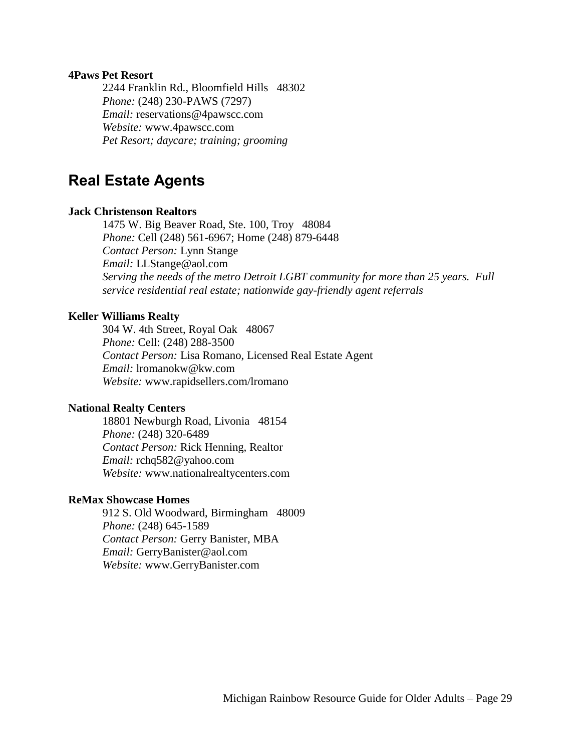**4Paws Pet Resort**

2244 Franklin Rd., Bloomfield Hills 48302
*Phone:* (248) 230-PAWS (7297)
*Email:* reservations@4pawscc.com
*Website:* www.4pawscc.com
*Pet Resort; daycare; training; grooming*

## Real Estate Agents

**Jack Christenson Realtors**

1475 W. Big Beaver Road, Ste. 100, Troy 48084
*Phone:* Cell (248) 561-6967; Home (248) 879-6448
*Contact Person:* Lynn Stange
*Email:* LLStange@aol.com
*Serving the needs of the metro Detroit LGBT community for more than 25 years. Full service residential real estate; nationwide gay-friendly agent referrals*

**Keller Williams Realty**

304 W. 4th Street, Royal Oak 48067
*Phone:* Cell: (248) 288-3500
*Contact Person:* Lisa Romano, Licensed Real Estate Agent
*Email:* lromanokw@kw.com
*Website:* www.rapidsellers.com/lromano

**National Realty Centers**

18801 Newburgh Road, Livonia 48154
*Phone:* (248) 320-6489
*Contact Person:* Rick Henning, Realtor
*Email:* rchq582@yahoo.com
*Website:* www.nationalrealtycenters.com

**ReMax Showcase Homes**

912 S. Old Woodward, Birmingham 48009
*Phone:* (248) 645-1589
*Contact Person:* Gerry Banister, MBA
*Email:* GerryBanister@aol.com
*Website:* www.GerryBanister.com